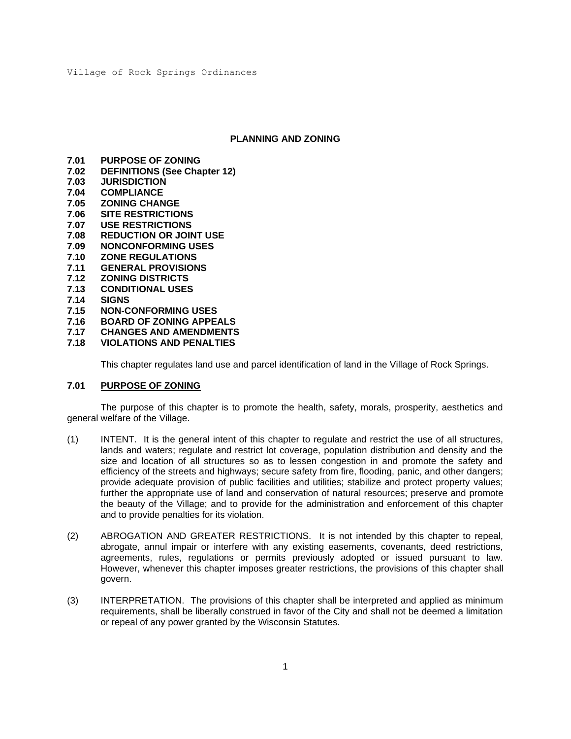# PLANNING AND ZONING

**7.01 PURPOSE OF ZONING**
**7.02 DEFINITIONS (See Chapter 12)**
**7.03 JURISDICTION**
**7.04 COMPLIANCE**
**7.05 ZONING CHANGE**
**7.06 SITE RESTRICTIONS**
**7.07 USE RESTRICTIONS**
**7.08 REDUCTION OR JOINT USE**
**7.09 NONCONFORMING USES**
**7.10 ZONE REGULATIONS**
**7.11 GENERAL PROVISIONS**
**7.12 ZONING DISTRICTS**
**7.13 CONDITIONAL USES**
**7.14 SIGNS**
**7.15 NON-CONFORMING USES**
**7.16 BOARD OF ZONING APPEALS**
**7.17 CHANGES AND AMENDMENTS**
**7.18 VIOLATIONS AND PENALTIES**

This chapter regulates land use and parcel identification of land in the Village of Rock Springs.

## 7.01 PURPOSE OF ZONING

The purpose of this chapter is to promote the health, safety, morals, prosperity, aesthetics and general welfare of the Village.

(1) INTENT. It is the general intent of this chapter to regulate and restrict the use of all structures, lands and waters; regulate and restrict lot coverage, population distribution and density and the size and location of all structures so as to lessen congestion in and promote the safety and efficiency of the streets and highways; secure safety from fire, flooding, panic, and other dangers; provide adequate provision of public facilities and utilities; stabilize and protect property values; further the appropriate use of land and conservation of natural resources; preserve and promote the beauty of the Village; and to provide for the administration and enforcement of this chapter and to provide penalties for its violation.

(2) ABROGATION AND GREATER RESTRICTIONS. It is not intended by this chapter to repeal, abrogate, annul impair or interfere with any existing easements, covenants, deed restrictions, agreements, rules, regulations or permits previously adopted or issued pursuant to law. However, whenever this chapter imposes greater restrictions, the provisions of this chapter shall govern.

(3) INTERPRETATION. The provisions of this chapter shall be interpreted and applied as minimum requirements, shall be liberally construed in favor of the City and shall not be deemed a limitation or repeal of any power granted by the Wisconsin Statutes.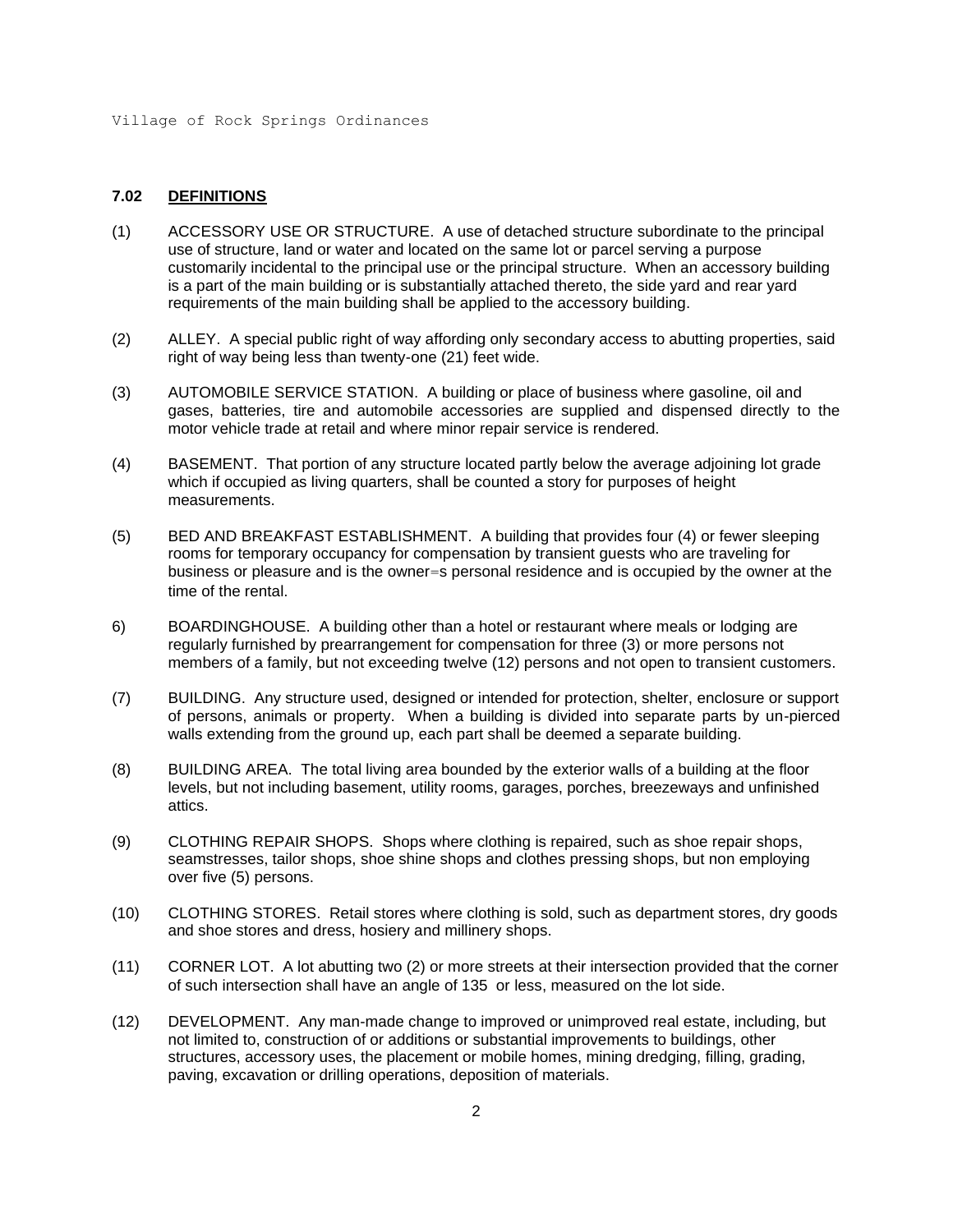**7.02 DEFINITIONS**

(1) ACCESSORY USE OR STRUCTURE. A use of detached structure subordinate to the principal use of structure, land or water and located on the same lot or parcel serving a purpose customarily incidental to the principal use or the principal structure. When an accessory building is a part of the main building or is substantially attached thereto, the side yard and rear yard requirements of the main building shall be applied to the accessory building.

(2) ALLEY. A special public right of way affording only secondary access to abutting properties, said right of way being less than twenty-one (21) feet wide.

(3) AUTOMOBILE SERVICE STATION. A building or place of business where gasoline, oil and gases, batteries, tire and automobile accessories are supplied and dispensed directly to the motor vehicle trade at retail and where minor repair service is rendered.

(4) BASEMENT. That portion of any structure located partly below the average adjoining lot grade which if occupied as living quarters, shall be counted a story for purposes of height measurements.

(5) BED AND BREAKFAST ESTABLISHMENT. A building that provides four (4) or fewer sleeping rooms for temporary occupancy for compensation by transient guests who are traveling for business or pleasure and is the owner=s personal residence and is occupied by the owner at the time of the rental.

6) BOARDINGHOUSE. A building other than a hotel or restaurant where meals or lodging are regularly furnished by prearrangement for compensation for three (3) or more persons not members of a family, but not exceeding twelve (12) persons and not open to transient customers.

(7) BUILDING. Any structure used, designed or intended for protection, shelter, enclosure or support of persons, animals or property. When a building is divided into separate parts by un-pierced walls extending from the ground up, each part shall be deemed a separate building.

(8) BUILDING AREA. The total living area bounded by the exterior walls of a building at the floor levels, but not including basement, utility rooms, garages, porches, breezeways and unfinished attics.

(9) CLOTHING REPAIR SHOPS. Shops where clothing is repaired, such as shoe repair shops, seamstresses, tailor shops, shoe shine shops and clothes pressing shops, but non employing over five (5) persons.

(10) CLOTHING STORES. Retail stores where clothing is sold, such as department stores, dry goods and shoe stores and dress, hosiery and millinery shops.

(11) CORNER LOT. A lot abutting two (2) or more streets at their intersection provided that the corner of such intersection shall have an angle of 135 or less, measured on the lot side.

(12) DEVELOPMENT. Any man-made change to improved or unimproved real estate, including, but not limited to, construction of or additions or substantial improvements to buildings, other structures, accessory uses, the placement or mobile homes, mining dredging, filling, grading, paving, excavation or drilling operations, deposition of materials.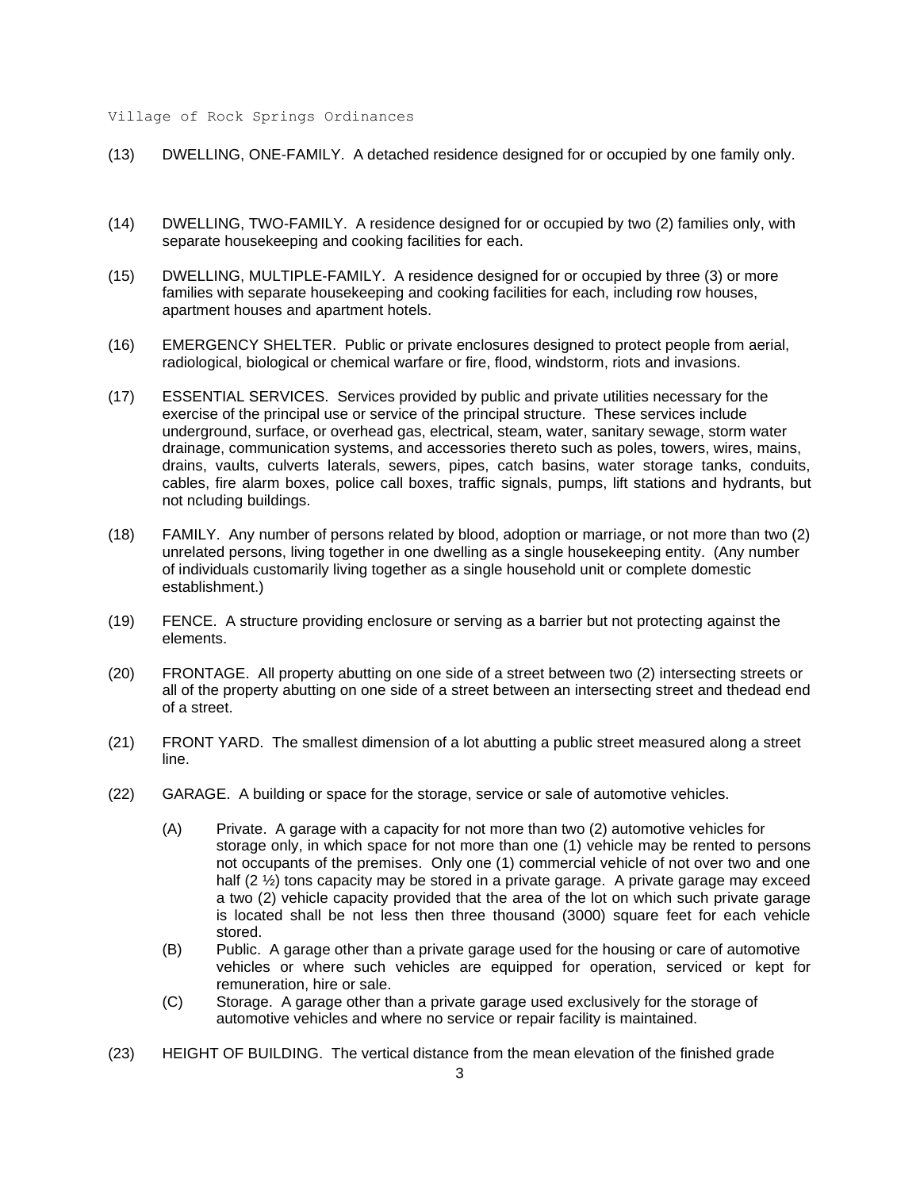(13) DWELLING, ONE-FAMILY. A detached residence designed for or occupied by one family only.

(14) DWELLING, TWO-FAMILY. A residence designed for or occupied by two (2) families only, with separate housekeeping and cooking facilities for each.

(15) DWELLING, MULTIPLE-FAMILY. A residence designed for or occupied by three (3) or more families with separate housekeeping and cooking facilities for each, including row houses, apartment houses and apartment hotels.

(16) EMERGENCY SHELTER. Public or private enclosures designed to protect people from aerial, radiological, biological or chemical warfare or fire, flood, windstorm, riots and invasions.

(17) ESSENTIAL SERVICES. Services provided by public and private utilities necessary for the exercise of the principal use or service of the principal structure. These services include underground, surface, or overhead gas, electrical, steam, water, sanitary sewage, storm water drainage, communication systems, and accessories thereto such as poles, towers, wires, mains, drains, vaults, culverts laterals, sewers, pipes, catch basins, water storage tanks, conduits, cables, fire alarm boxes, police call boxes, traffic signals, pumps, lift stations and hydrants, but not ncluding buildings.

(18) FAMILY. Any number of persons related by blood, adoption or marriage, or not more than two (2) unrelated persons, living together in one dwelling as a single housekeeping entity. (Any number of individuals customarily living together as a single household unit or complete domestic establishment.)

(19) FENCE. A structure providing enclosure or serving as a barrier but not protecting against the elements.

(20) FRONTAGE. All property abutting on one side of a street between two (2) intersecting streets or all of the property abutting on one side of a street between an intersecting street and thedead end of a street.

(21) FRONT YARD. The smallest dimension of a lot abutting a public street measured along a street line.

(22) GARAGE. A building or space for the storage, service or sale of automotive vehicles.

   (A) Private. A garage with a capacity for not more than two (2) automotive vehicles for storage only, in which space for not more than one (1) vehicle may be rented to persons not occupants of the premises. Only one (1) commercial vehicle of not over two and one half (2 ½) tons capacity may be stored in a private garage. A private garage may exceed a two (2) vehicle capacity provided that the area of the lot on which such private garage is located shall be not less then three thousand (3000) square feet for each vehicle stored.

   (B) Public. A garage other than a private garage used for the housing or care of automotive vehicles or where such vehicles are equipped for operation, serviced or kept for remuneration, hire or sale.

   (C) Storage. A garage other than a private garage used exclusively for the storage of automotive vehicles and where no service or repair facility is maintained.

(23) HEIGHT OF BUILDING. The vertical distance from the mean elevation of the finished grade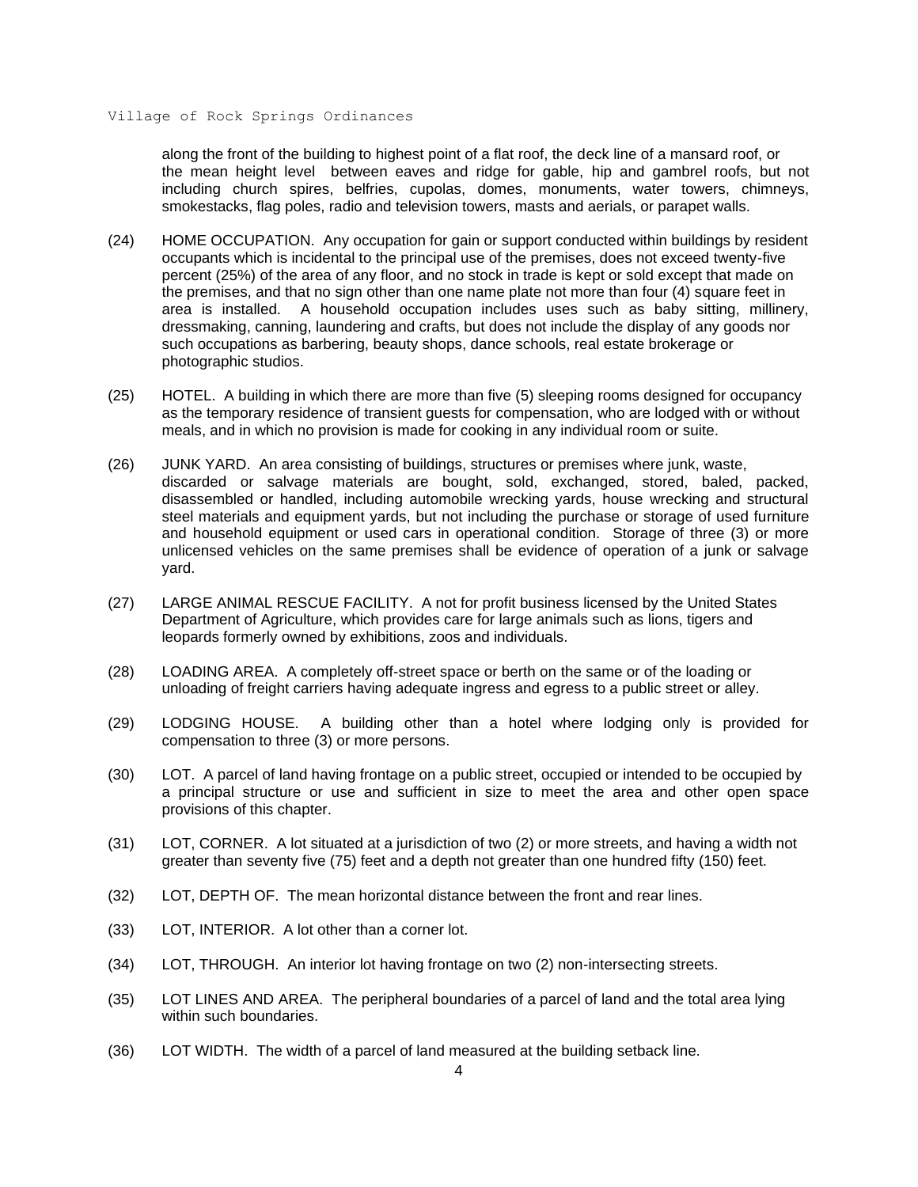along the front of the building to highest point of a flat roof, the deck line of a mansard roof, or the mean height level between eaves and ridge for gable, hip and gambrel roofs, but not including church spires, belfries, cupolas, domes, monuments, water towers, chimneys, smokestacks, flag poles, radio and television towers, masts and aerials, or parapet walls.

(24) HOME OCCUPATION. Any occupation for gain or support conducted within buildings by resident occupants which is incidental to the principal use of the premises, does not exceed twenty-five percent (25%) of the area of any floor, and no stock in trade is kept or sold except that made on the premises, and that no sign other than one name plate not more than four (4) square feet in area is installed. A household occupation includes uses such as baby sitting, millinery, dressmaking, canning, laundering and crafts, but does not include the display of any goods nor such occupations as barbering, beauty shops, dance schools, real estate brokerage or photographic studios.

(25) HOTEL. A building in which there are more than five (5) sleeping rooms designed for occupancy as the temporary residence of transient guests for compensation, who are lodged with or without meals, and in which no provision is made for cooking in any individual room or suite.

(26) JUNK YARD. An area consisting of buildings, structures or premises where junk, waste, discarded or salvage materials are bought, sold, exchanged, stored, baled, packed, disassembled or handled, including automobile wrecking yards, house wrecking and structural steel materials and equipment yards, but not including the purchase or storage of used furniture and household equipment or used cars in operational condition. Storage of three (3) or more unlicensed vehicles on the same premises shall be evidence of operation of a junk or salvage yard.

(27) LARGE ANIMAL RESCUE FACILITY. A not for profit business licensed by the United States Department of Agriculture, which provides care for large animals such as lions, tigers and leopards formerly owned by exhibitions, zoos and individuals.

(28) LOADING AREA. A completely off-street space or berth on the same or of the loading or unloading of freight carriers having adequate ingress and egress to a public street or alley.

(29) LODGING HOUSE. A building other than a hotel where lodging only is provided for compensation to three (3) or more persons.

(30) LOT. A parcel of land having frontage on a public street, occupied or intended to be occupied by a principal structure or use and sufficient in size to meet the area and other open space provisions of this chapter.

(31) LOT, CORNER. A lot situated at a jurisdiction of two (2) or more streets, and having a width not greater than seventy five (75) feet and a depth not greater than one hundred fifty (150) feet.

(32) LOT, DEPTH OF. The mean horizontal distance between the front and rear lines.

(33) LOT, INTERIOR. A lot other than a corner lot.

(34) LOT, THROUGH. An interior lot having frontage on two (2) non-intersecting streets.

(35) LOT LINES AND AREA. The peripheral boundaries of a parcel of land and the total area lying within such boundaries.

(36) LOT WIDTH. The width of a parcel of land measured at the building setback line.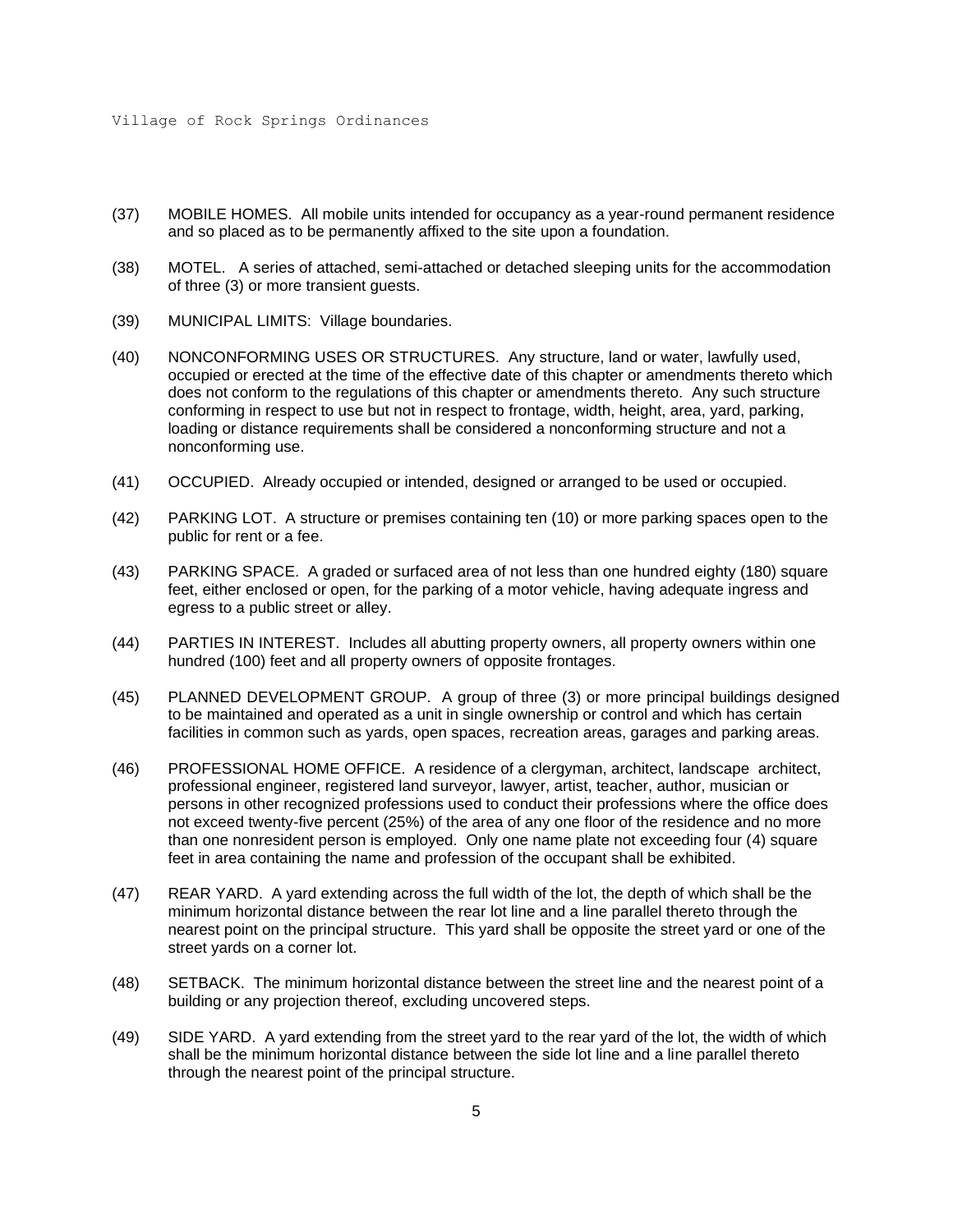(37) MOBILE HOMES. All mobile units intended for occupancy as a year-round permanent residence and so placed as to be permanently affixed to the site upon a foundation.

(38) MOTEL. A series of attached, semi-attached or detached sleeping units for the accommodation of three (3) or more transient guests.

(39) MUNICIPAL LIMITS: Village boundaries.

(40) NONCONFORMING USES OR STRUCTURES. Any structure, land or water, lawfully used, occupied or erected at the time of the effective date of this chapter or amendments thereto which does not conform to the regulations of this chapter or amendments thereto. Any such structure conforming in respect to use but not in respect to frontage, width, height, area, yard, parking, loading or distance requirements shall be considered a nonconforming structure and not a nonconforming use.

(41) OCCUPIED. Already occupied or intended, designed or arranged to be used or occupied.

(42) PARKING LOT. A structure or premises containing ten (10) or more parking spaces open to the public for rent or a fee.

(43) PARKING SPACE. A graded or surfaced area of not less than one hundred eighty (180) square feet, either enclosed or open, for the parking of a motor vehicle, having adequate ingress and egress to a public street or alley.

(44) PARTIES IN INTEREST. Includes all abutting property owners, all property owners within one hundred (100) feet and all property owners of opposite frontages.

(45) PLANNED DEVELOPMENT GROUP. A group of three (3) or more principal buildings designed to be maintained and operated as a unit in single ownership or control and which has certain facilities in common such as yards, open spaces, recreation areas, garages and parking areas.

(46) PROFESSIONAL HOME OFFICE. A residence of a clergyman, architect, landscape architect, professional engineer, registered land surveyor, lawyer, artist, teacher, author, musician or persons in other recognized professions used to conduct their professions where the office does not exceed twenty-five percent (25%) of the area of any one floor of the residence and no more than one nonresident person is employed. Only one name plate not exceeding four (4) square feet in area containing the name and profession of the occupant shall be exhibited.

(47) REAR YARD. A yard extending across the full width of the lot, the depth of which shall be the minimum horizontal distance between the rear lot line and a line parallel thereto through the nearest point on the principal structure. This yard shall be opposite the street yard or one of the street yards on a corner lot.

(48) SETBACK. The minimum horizontal distance between the street line and the nearest point of a building or any projection thereof, excluding uncovered steps.

(49) SIDE YARD. A yard extending from the street yard to the rear yard of the lot, the width of which shall be the minimum horizontal distance between the side lot line and a line parallel thereto through the nearest point of the principal structure.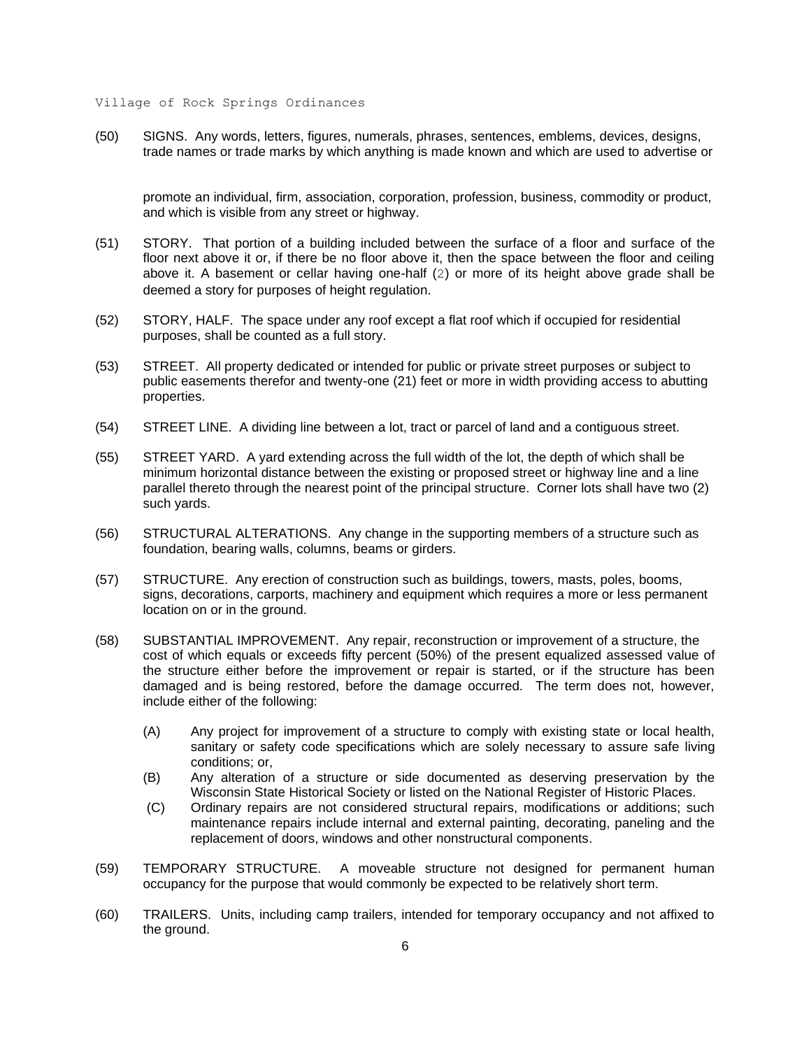(50) SIGNS. Any words, letters, figures, numerals, phrases, sentences, emblems, devices, designs, trade names or trade marks by which anything is made known and which are used to advertise or promote an individual, firm, association, corporation, profession, business, commodity or product, and which is visible from any street or highway.

(51) STORY. That portion of a building included between the surface of a floor and surface of the floor next above it or, if there be no floor above it, then the space between the floor and ceiling above it. A basement or cellar having one-half (2) or more of its height above grade shall be deemed a story for purposes of height regulation.

(52) STORY, HALF. The space under any roof except a flat roof which if occupied for residential purposes, shall be counted as a full story.

(53) STREET. All property dedicated or intended for public or private street purposes or subject to public easements therefor and twenty-one (21) feet or more in width providing access to abutting properties.

(54) STREET LINE. A dividing line between a lot, tract or parcel of land and a contiguous street.

(55) STREET YARD. A yard extending across the full width of the lot, the depth of which shall be minimum horizontal distance between the existing or proposed street or highway line and a line parallel thereto through the nearest point of the principal structure. Corner lots shall have two (2) such yards.

(56) STRUCTURAL ALTERATIONS. Any change in the supporting members of a structure such as foundation, bearing walls, columns, beams or girders.

(57) STRUCTURE. Any erection of construction such as buildings, towers, masts, poles, booms, signs, decorations, carports, machinery and equipment which requires a more or less permanent location on or in the ground.

(58) SUBSTANTIAL IMPROVEMENT. Any repair, reconstruction or improvement of a structure, the cost of which equals or exceeds fifty percent (50%) of the present equalized assessed value of the structure either before the improvement or repair is started, or if the structure has been damaged and is being restored, before the damage occurred. The term does not, however, include either of the following:

- (A) Any project for improvement of a structure to comply with existing state or local health, sanitary or safety code specifications which are solely necessary to assure safe living conditions; or,
- (B) Any alteration of a structure or side documented as deserving preservation by the Wisconsin State Historical Society or listed on the National Register of Historic Places.
- (C) Ordinary repairs are not considered structural repairs, modifications or additions; such maintenance repairs include internal and external painting, decorating, paneling and the replacement of doors, windows and other nonstructural components.

(59) TEMPORARY STRUCTURE. A moveable structure not designed for permanent human occupancy for the purpose that would commonly be expected to be relatively short term.

(60) TRAILERS. Units, including camp trailers, intended for temporary occupancy and not affixed to the ground.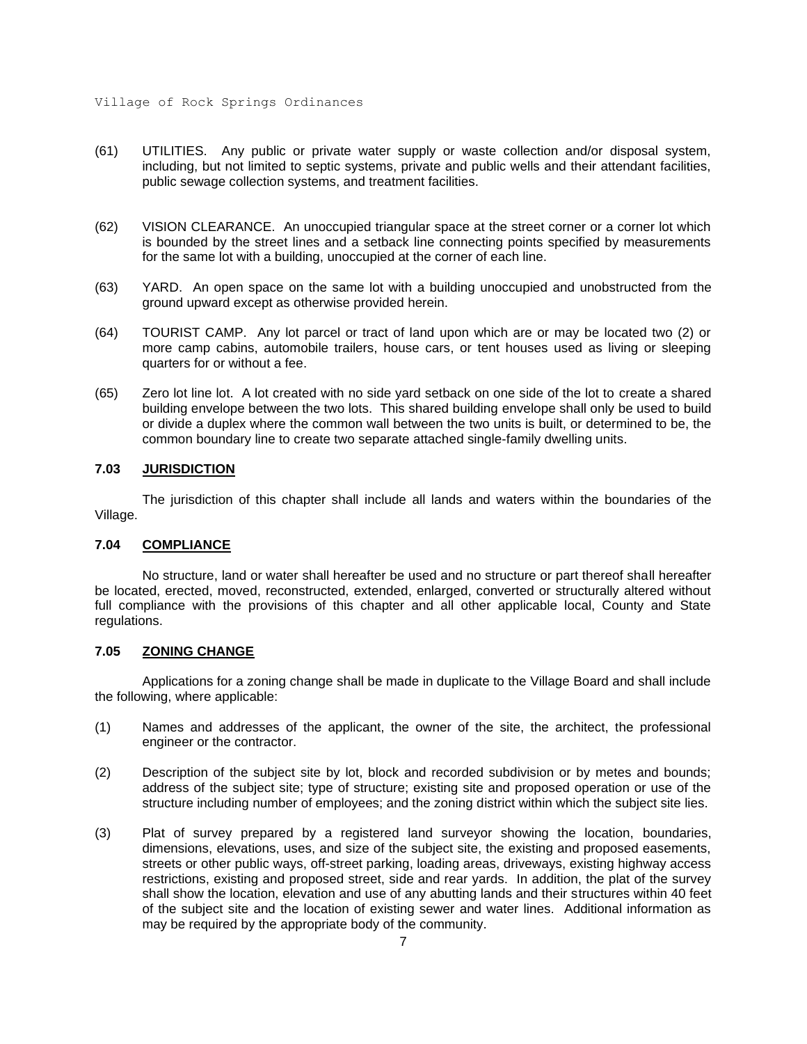(61) UTILITIES. Any public or private water supply or waste collection and/or disposal system, including, but not limited to septic systems, private and public wells and their attendant facilities, public sewage collection systems, and treatment facilities.

(62) VISION CLEARANCE. An unoccupied triangular space at the street corner or a corner lot which is bounded by the street lines and a setback line connecting points specified by measurements for the same lot with a building, unoccupied at the corner of each line.

(63) YARD. An open space on the same lot with a building unoccupied and unobstructed from the ground upward except as otherwise provided herein.

(64) TOURIST CAMP. Any lot parcel or tract of land upon which are or may be located two (2) or more camp cabins, automobile trailers, house cars, or tent houses used as living or sleeping quarters for or without a fee.

(65) Zero lot line lot. A lot created with no side yard setback on one side of the lot to create a shared building envelope between the two lots. This shared building envelope shall only be used to build or divide a duplex where the common wall between the two units is built, or determined to be, the common boundary line to create two separate attached single-family dwelling units.

### 7.03 JURISDICTION

The jurisdiction of this chapter shall include all lands and waters within the boundaries of the Village.

### 7.04 COMPLIANCE

No structure, land or water shall hereafter be used and no structure or part thereof shall hereafter be located, erected, moved, reconstructed, extended, enlarged, converted or structurally altered without full compliance with the provisions of this chapter and all other applicable local, County and State regulations.

### 7.05 ZONING CHANGE

Applications for a zoning change shall be made in duplicate to the Village Board and shall include the following, where applicable:

(1) Names and addresses of the applicant, the owner of the site, the architect, the professional engineer or the contractor.

(2) Description of the subject site by lot, block and recorded subdivision or by metes and bounds; address of the subject site; type of structure; existing site and proposed operation or use of the structure including number of employees; and the zoning district within which the subject site lies.

(3) Plat of survey prepared by a registered land surveyor showing the location, boundaries, dimensions, elevations, uses, and size of the subject site, the existing and proposed easements, streets or other public ways, off-street parking, loading areas, driveways, existing highway access restrictions, existing and proposed street, side and rear yards. In addition, the plat of the survey shall show the location, elevation and use of any abutting lands and their structures within 40 feet of the subject site and the location of existing sewer and water lines. Additional information as may be required by the appropriate body of the community.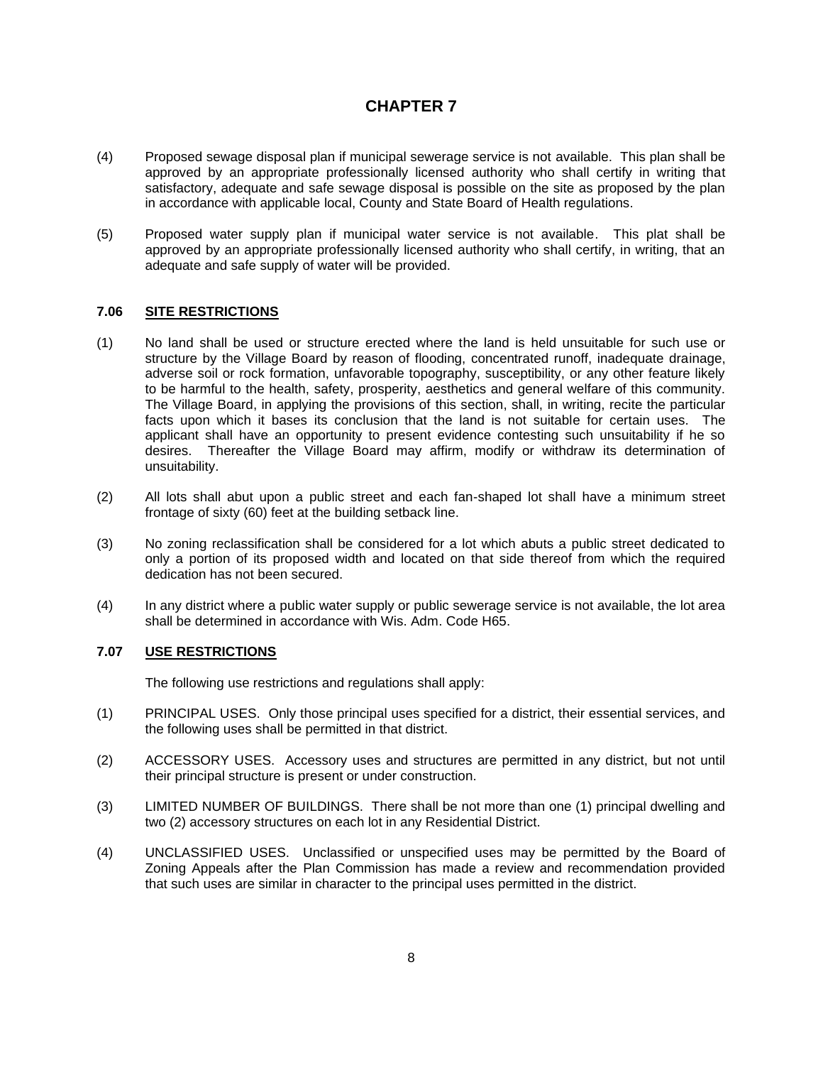# CHAPTER 7

(4) Proposed sewage disposal plan if municipal sewerage service is not available. This plan shall be approved by an appropriate professionally licensed authority who shall certify in writing that satisfactory, adequate and safe sewage disposal is possible on the site as proposed by the plan in accordance with applicable local, County and State Board of Health regulations.

(5) Proposed water supply plan if municipal water service is not available. This plat shall be approved by an appropriate professionally licensed authority who shall certify, in writing, that an adequate and safe supply of water will be provided.

### 7.06 SITE RESTRICTIONS

(1) No land shall be used or structure erected where the land is held unsuitable for such use or structure by the Village Board by reason of flooding, concentrated runoff, inadequate drainage, adverse soil or rock formation, unfavorable topography, susceptibility, or any other feature likely to be harmful to the health, safety, prosperity, aesthetics and general welfare of this community. The Village Board, in applying the provisions of this section, shall, in writing, recite the particular facts upon which it bases its conclusion that the land is not suitable for certain uses. The applicant shall have an opportunity to present evidence contesting such unsuitability if he so desires. Thereafter the Village Board may affirm, modify or withdraw its determination of unsuitability.

(2) All lots shall abut upon a public street and each fan-shaped lot shall have a minimum street frontage of sixty (60) feet at the building setback line.

(3) No zoning reclassification shall be considered for a lot which abuts a public street dedicated to only a portion of its proposed width and located on that side thereof from which the required dedication has not been secured.

(4) In any district where a public water supply or public sewerage service is not available, the lot area shall be determined in accordance with Wis. Adm. Code H65.

### 7.07 USE RESTRICTIONS

The following use restrictions and regulations shall apply:

(1) PRINCIPAL USES. Only those principal uses specified for a district, their essential services, and the following uses shall be permitted in that district.

(2) ACCESSORY USES. Accessory uses and structures are permitted in any district, but not until their principal structure is present or under construction.

(3) LIMITED NUMBER OF BUILDINGS. There shall be not more than one (1) principal dwelling and two (2) accessory structures on each lot in any Residential District.

(4) UNCLASSIFIED USES. Unclassified or unspecified uses may be permitted by the Board of Zoning Appeals after the Plan Commission has made a review and recommendation provided that such uses are similar in character to the principal uses permitted in the district.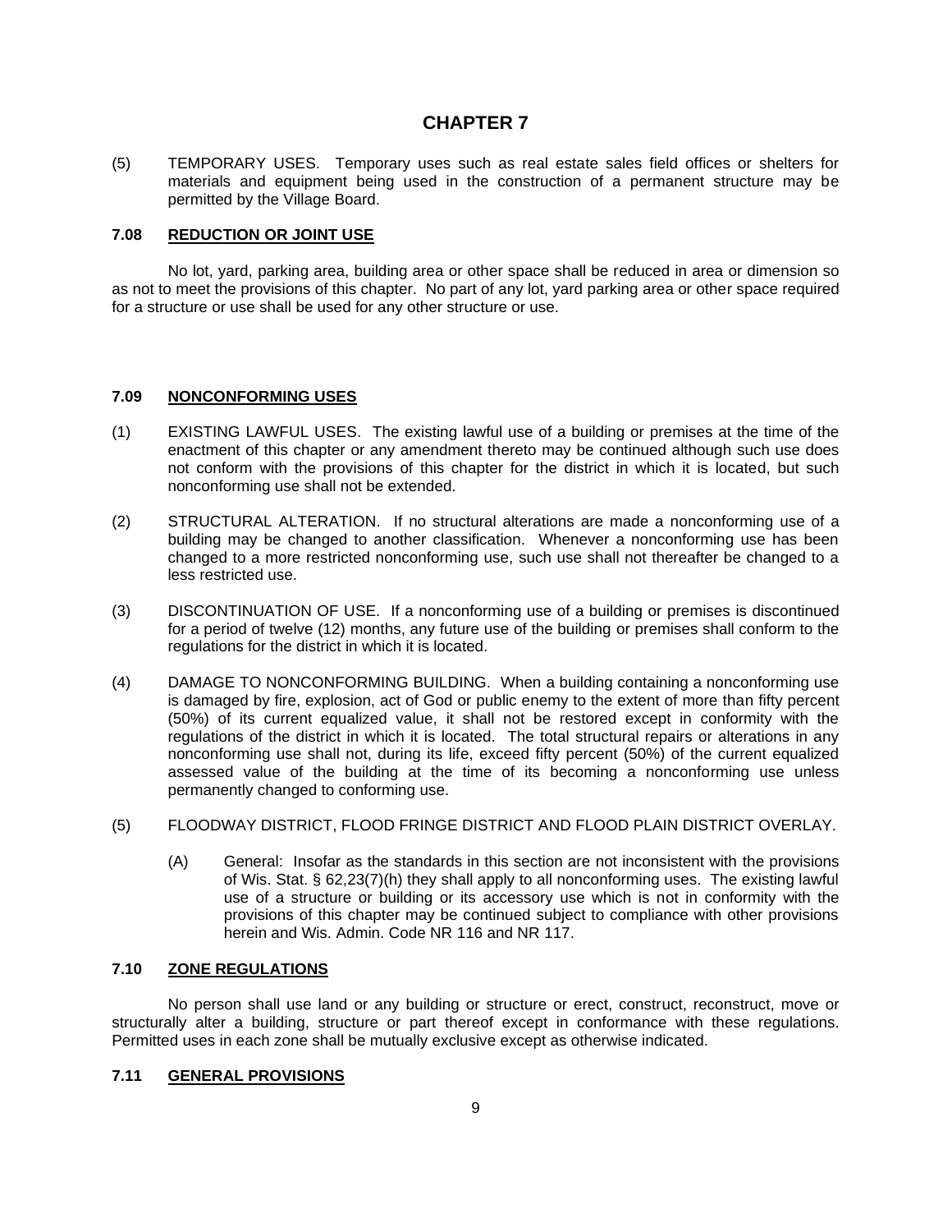# CHAPTER 7

(5) TEMPORARY USES. Temporary uses such as real estate sales field offices or shelters for materials and equipment being used in the construction of a permanent structure may be permitted by the Village Board.

### 7.08 REDUCTION OR JOINT USE

No lot, yard, parking area, building area or other space shall be reduced in area or dimension so as not to meet the provisions of this chapter. No part of any lot, yard parking area or other space required for a structure or use shall be used for any other structure or use.

### 7.09 NONCONFORMING USES

(1) EXISTING LAWFUL USES. The existing lawful use of a building or premises at the time of the enactment of this chapter or any amendment thereto may be continued although such use does not conform with the provisions of this chapter for the district in which it is located, but such nonconforming use shall not be extended.

(2) STRUCTURAL ALTERATION. If no structural alterations are made a nonconforming use of a building may be changed to another classification. Whenever a nonconforming use has been changed to a more restricted nonconforming use, such use shall not thereafter be changed to a less restricted use.

(3) DISCONTINUATION OF USE. If a nonconforming use of a building or premises is discontinued for a period of twelve (12) months, any future use of the building or premises shall conform to the regulations for the district in which it is located.

(4) DAMAGE TO NONCONFORMING BUILDING. When a building containing a nonconforming use is damaged by fire, explosion, act of God or public enemy to the extent of more than fifty percent (50%) of its current equalized value, it shall not be restored except in conformity with the regulations of the district in which it is located. The total structural repairs or alterations in any nonconforming use shall not, during its life, exceed fifty percent (50%) of the current equalized assessed value of the building at the time of its becoming a nonconforming use unless permanently changed to conforming use.

(5) FLOODWAY DISTRICT, FLOOD FRINGE DISTRICT AND FLOOD PLAIN DISTRICT OVERLAY.

   (A) General: Insofar as the standards in this section are not inconsistent with the provisions of Wis. Stat. § 62,23(7)(h) they shall apply to all nonconforming uses. The existing lawful use of a structure or building or its accessory use which is not in conformity with the provisions of this chapter may be continued subject to compliance with other provisions herein and Wis. Admin. Code NR 116 and NR 117.

### 7.10 ZONE REGULATIONS

No person shall use land or any building or structure or erect, construct, reconstruct, move or structurally alter a building, structure or part thereof except in conformance with these regulations. Permitted uses in each zone shall be mutually exclusive except as otherwise indicated.

### 7.11 GENERAL PROVISIONS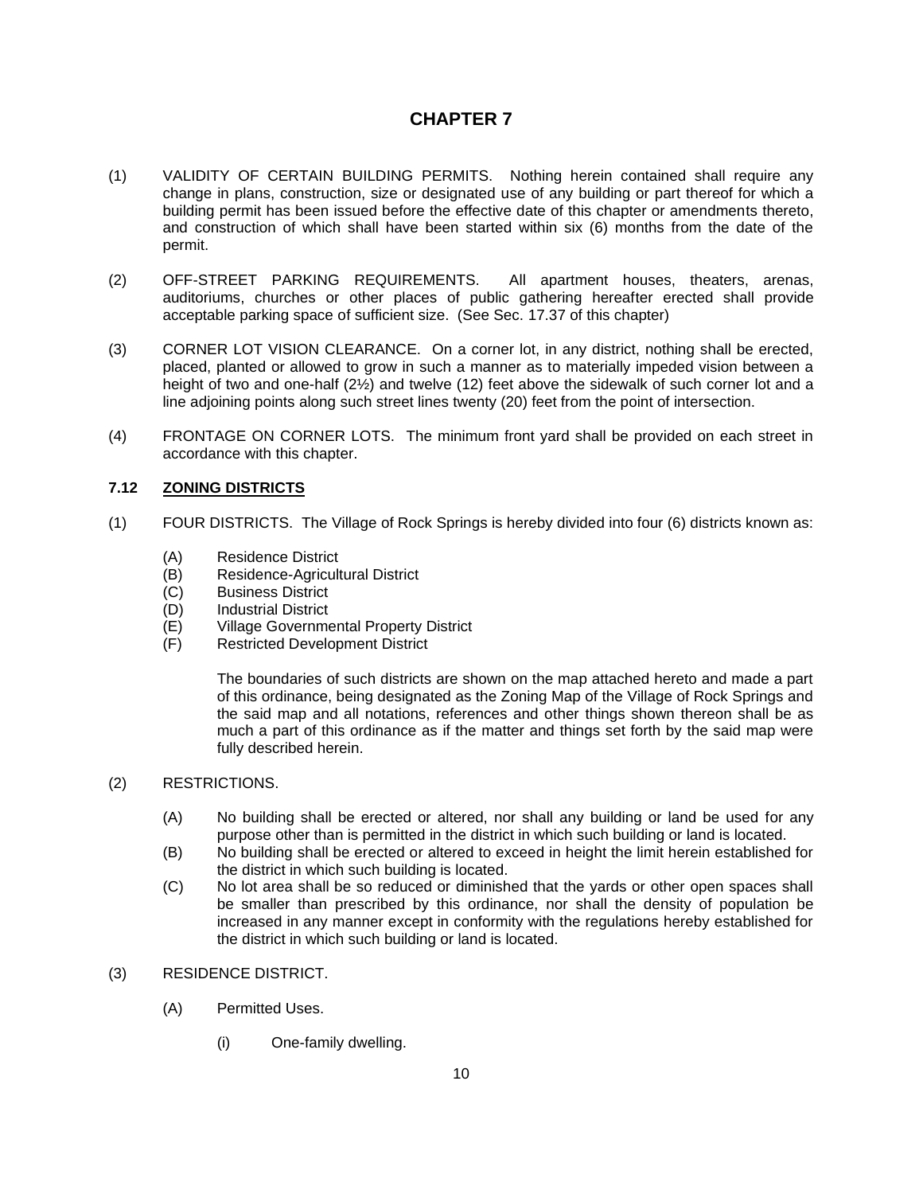# CHAPTER 7

(1) VALIDITY OF CERTAIN BUILDING PERMITS. Nothing herein contained shall require any change in plans, construction, size or designated use of any building or part thereof for which a building permit has been issued before the effective date of this chapter or amendments thereto, and construction of which shall have been started within six (6) months from the date of the permit.

(2) OFF-STREET PARKING REQUIREMENTS. All apartment houses, theaters, arenas, auditoriums, churches or other places of public gathering hereafter erected shall provide acceptable parking space of sufficient size. (See Sec. 17.37 of this chapter)

(3) CORNER LOT VISION CLEARANCE. On a corner lot, in any district, nothing shall be erected, placed, planted or allowed to grow in such a manner as to materially impeded vision between a height of two and one-half (2½) and twelve (12) feet above the sidewalk of such corner lot and a line adjoining points along such street lines twenty (20) feet from the point of intersection.

(4) FRONTAGE ON CORNER LOTS. The minimum front yard shall be provided on each street in accordance with this chapter.

## 7.12 ZONING DISTRICTS

(1) FOUR DISTRICTS. The Village of Rock Springs is hereby divided into four (6) districts known as:

- (A) Residence District
- (B) Residence-Agricultural District
- (C) Business District
- (D) Industrial District
- (E) Village Governmental Property District
- (F) Restricted Development District

The boundaries of such districts are shown on the map attached hereto and made a part of this ordinance, being designated as the Zoning Map of the Village of Rock Springs and the said map and all notations, references and other things shown thereon shall be as much a part of this ordinance as if the matter and things set forth by the said map were fully described herein.

(2) RESTRICTIONS.

- (A) No building shall be erected or altered, nor shall any building or land be used for any purpose other than is permitted in the district in which such building or land is located.
- (B) No building shall be erected or altered to exceed in height the limit herein established for the district in which such building is located.
- (C) No lot area shall be so reduced or diminished that the yards or other open spaces shall be smaller than prescribed by this ordinance, nor shall the density of population be increased in any manner except in conformity with the regulations hereby established for the district in which such building or land is located.

(3) RESIDENCE DISTRICT.

- (A) Permitted Uses.
  - (i) One-family dwelling.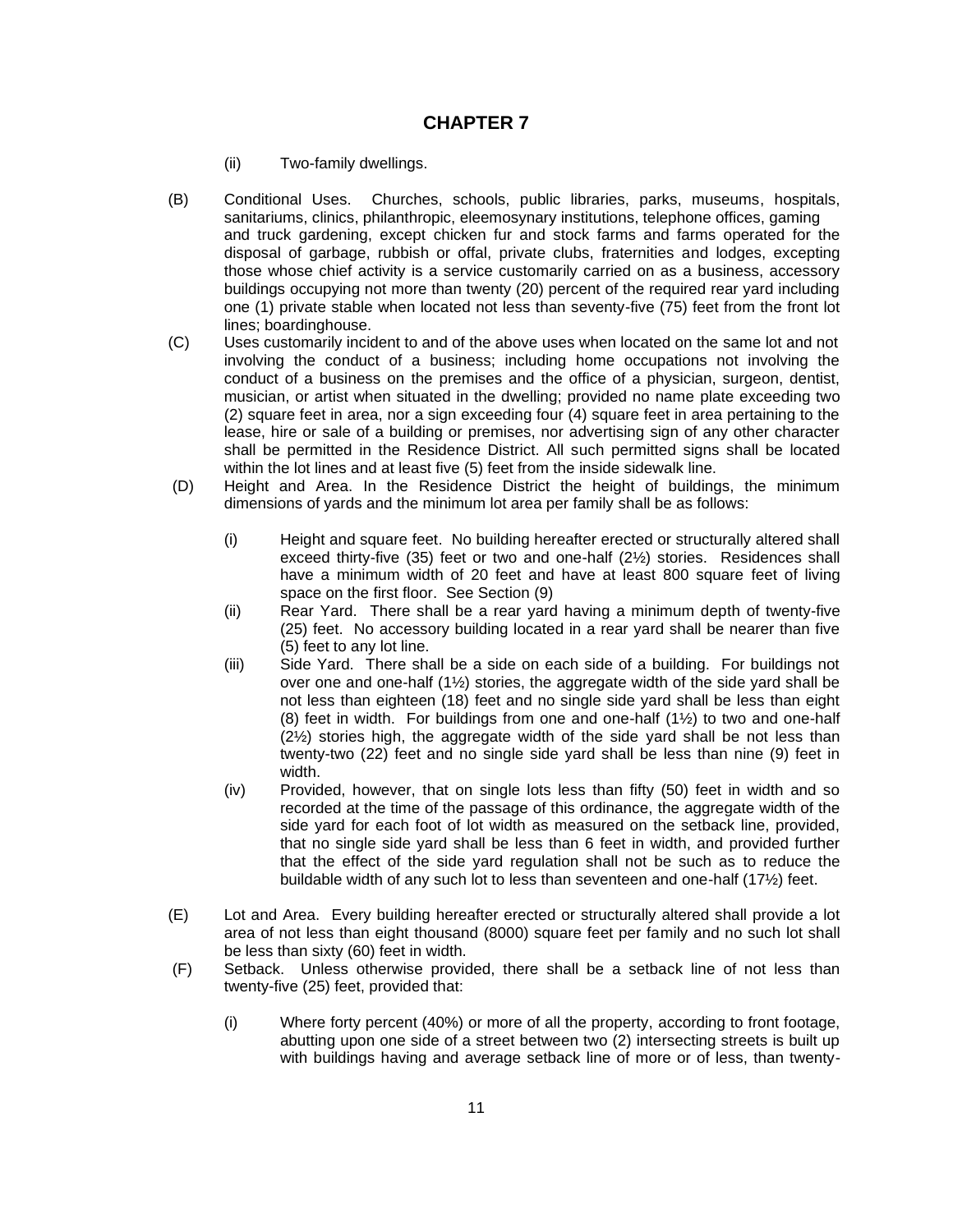# CHAPTER 7

(ii) Two-family dwellings.

(B) Conditional Uses. Churches, schools, public libraries, parks, museums, hospitals, sanitariums, clinics, philanthropic, eleemosynary institutions, telephone offices, gaming and truck gardening, except chicken fur and stock farms and farms operated for the disposal of garbage, rubbish or offal, private clubs, fraternities and lodges, excepting those whose chief activity is a service customarily carried on as a business, accessory buildings occupying not more than twenty (20) percent of the required rear yard including one (1) private stable when located not less than seventy-five (75) feet from the front lot lines; boardinghouse.

(C) Uses customarily incident to and of the above uses when located on the same lot and not involving the conduct of a business; including home occupations not involving the conduct of a business on the premises and the office of a physician, surgeon, dentist, musician, or artist when situated in the dwelling; provided no name plate exceeding two (2) square feet in area, nor a sign exceeding four (4) square feet in area pertaining to the lease, hire or sale of a building or premises, nor advertising sign of any other character shall be permitted in the Residence District. All such permitted signs shall be located within the lot lines and at least five (5) feet from the inside sidewalk line.

(D) Height and Area. In the Residence District the height of buildings, the minimum dimensions of yards and the minimum lot area per family shall be as follows:

(i) Height and square feet. No building hereafter erected or structurally altered shall exceed thirty-five (35) feet or two and one-half (2½) stories. Residences shall have a minimum width of 20 feet and have at least 800 square feet of living space on the first floor. See Section (9)

(ii) Rear Yard. There shall be a rear yard having a minimum depth of twenty-five (25) feet. No accessory building located in a rear yard shall be nearer than five (5) feet to any lot line.

(iii) Side Yard. There shall be a side on each side of a building. For buildings not over one and one-half (1½) stories, the aggregate width of the side yard shall be not less than eighteen (18) feet and no single side yard shall be less than eight (8) feet in width. For buildings from one and one-half (1½) to two and one-half (2½) stories high, the aggregate width of the side yard shall be not less than twenty-two (22) feet and no single side yard shall be less than nine (9) feet in width.

(iv) Provided, however, that on single lots less than fifty (50) feet in width and so recorded at the time of the passage of this ordinance, the aggregate width of the side yard for each foot of lot width as measured on the setback line, provided, that no single side yard shall be less than 6 feet in width, and provided further that the effect of the side yard regulation shall not be such as to reduce the buildable width of any such lot to less than seventeen and one-half (17½) feet.

(E) Lot and Area. Every building hereafter erected or structurally altered shall provide a lot area of not less than eight thousand (8000) square feet per family and no such lot shall be less than sixty (60) feet in width.

(F) Setback. Unless otherwise provided, there shall be a setback line of not less than twenty-five (25) feet, provided that:

(i) Where forty percent (40%) or more of all the property, according to front footage, abutting upon one side of a street between two (2) intersecting streets is built up with buildings having and average setback line of more or of less, than twenty-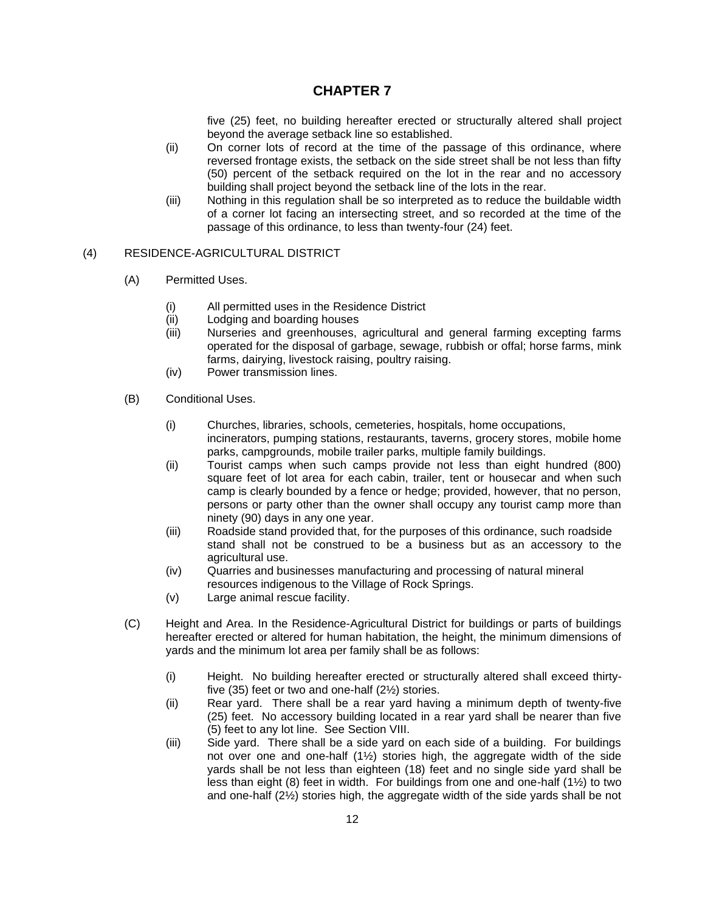# CHAPTER 7

five (25) feet, no building hereafter erected or structurally altered shall project beyond the average setback line so established.

(ii) On corner lots of record at the time of the passage of this ordinance, where reversed frontage exists, the setback on the side street shall be not less than fifty (50) percent of the setback required on the lot in the rear and no accessory building shall project beyond the setback line of the lots in the rear.

(iii) Nothing in this regulation shall be so interpreted as to reduce the buildable width of a corner lot facing an intersecting street, and so recorded at the time of the passage of this ordinance, to less than twenty-four (24) feet.

(4) RESIDENCE-AGRICULTURAL DISTRICT

(A) Permitted Uses.

(i) All permitted uses in the Residence District
(ii) Lodging and boarding houses
(iii) Nurseries and greenhouses, agricultural and general farming excepting farms operated for the disposal of garbage, sewage, rubbish or offal; horse farms, mink farms, dairying, livestock raising, poultry raising.
(iv) Power transmission lines.

(B) Conditional Uses.

(i) Churches, libraries, schools, cemeteries, hospitals, home occupations, incinerators, pumping stations, restaurants, taverns, grocery stores, mobile home parks, campgrounds, mobile trailer parks, multiple family buildings.
(ii) Tourist camps when such camps provide not less than eight hundred (800) square feet of lot area for each cabin, trailer, tent or housecar and when such camp is clearly bounded by a fence or hedge; provided, however, that no person, persons or party other than the owner shall occupy any tourist camp more than ninety (90) days in any one year.
(iii) Roadside stand provided that, for the purposes of this ordinance, such roadside stand shall not be construed to be a business but as an accessory to the agricultural use.
(iv) Quarries and businesses manufacturing and processing of natural mineral resources indigenous to the Village of Rock Springs.
(v) Large animal rescue facility.

(C) Height and Area. In the Residence-Agricultural District for buildings or parts of buildings hereafter erected or altered for human habitation, the height, the minimum dimensions of yards and the minimum lot area per family shall be as follows:

(i) Height. No building hereafter erected or structurally altered shall exceed thirty-five (35) feet or two and one-half (2½) stories.
(ii) Rear yard. There shall be a rear yard having a minimum depth of twenty-five (25) feet. No accessory building located in a rear yard shall be nearer than five (5) feet to any lot line. See Section VIII.
(iii) Side yard. There shall be a side yard on each side of a building. For buildings not over one and one-half (1½) stories high, the aggregate width of the side yards shall be not less than eighteen (18) feet and no single side yard shall be less than eight (8) feet in width. For buildings from one and one-half (1½) to two and one-half (2½) stories high, the aggregate width of the side yards shall be not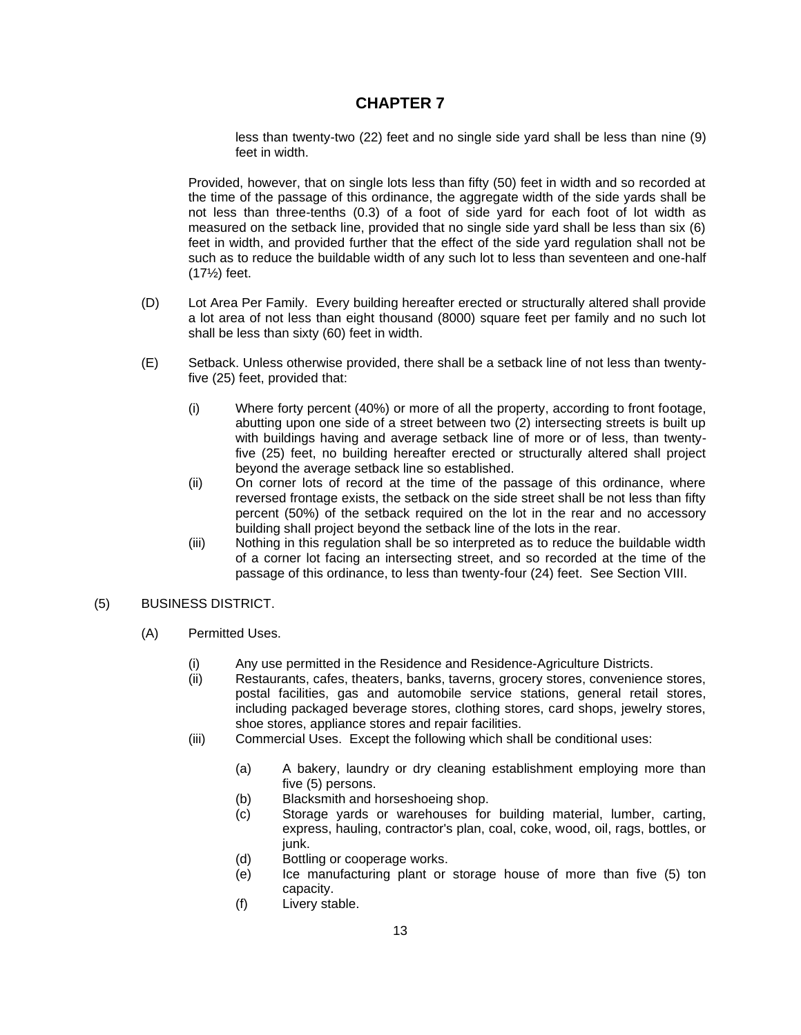## CHAPTER 7

less than twenty-two (22) feet and no single side yard shall be less than nine (9) feet in width.

Provided, however, that on single lots less than fifty (50) feet in width and so recorded at the time of the passage of this ordinance, the aggregate width of the side yards shall be not less than three-tenths (0.3) of a foot of side yard for each foot of lot width as measured on the setback line, provided that no single side yard shall be less than six (6) feet in width, and provided further that the effect of the side yard regulation shall not be such as to reduce the buildable width of any such lot to less than seventeen and one-half (17½) feet.

(D) Lot Area Per Family. Every building hereafter erected or structurally altered shall provide a lot area of not less than eight thousand (8000) square feet per family and no such lot shall be less than sixty (60) feet in width.

(E) Setback. Unless otherwise provided, there shall be a setback line of not less than twenty-five (25) feet, provided that:

(i) Where forty percent (40%) or more of all the property, according to front footage, abutting upon one side of a street between two (2) intersecting streets is built up with buildings having and average setback line of more or of less, than twenty-five (25) feet, no building hereafter erected or structurally altered shall project beyond the average setback line so established.
(ii) On corner lots of record at the time of the passage of this ordinance, where reversed frontage exists, the setback on the side street shall be not less than fifty percent (50%) of the setback required on the lot in the rear and no accessory building shall project beyond the setback line of the lots in the rear.
(iii) Nothing in this regulation shall be so interpreted as to reduce the buildable width of a corner lot facing an intersecting street, and so recorded at the time of the passage of this ordinance, to less than twenty-four (24) feet. See Section VIII.

(5) BUSINESS DISTRICT.

(A) Permitted Uses.

(i) Any use permitted in the Residence and Residence-Agriculture Districts.
(ii) Restaurants, cafes, theaters, banks, taverns, grocery stores, convenience stores, postal facilities, gas and automobile service stations, general retail stores, including packaged beverage stores, clothing stores, card shops, jewelry stores, shoe stores, appliance stores and repair facilities.
(iii) Commercial Uses. Except the following which shall be conditional uses:

(a) A bakery, laundry or dry cleaning establishment employing more than five (5) persons.
(b) Blacksmith and horseshoeing shop.
(c) Storage yards or warehouses for building material, lumber, carting, express, hauling, contractor's plan, coal, coke, wood, oil, rags, bottles, or junk.
(d) Bottling or cooperage works.
(e) Ice manufacturing plant or storage house of more than five (5) ton capacity.
(f) Livery stable.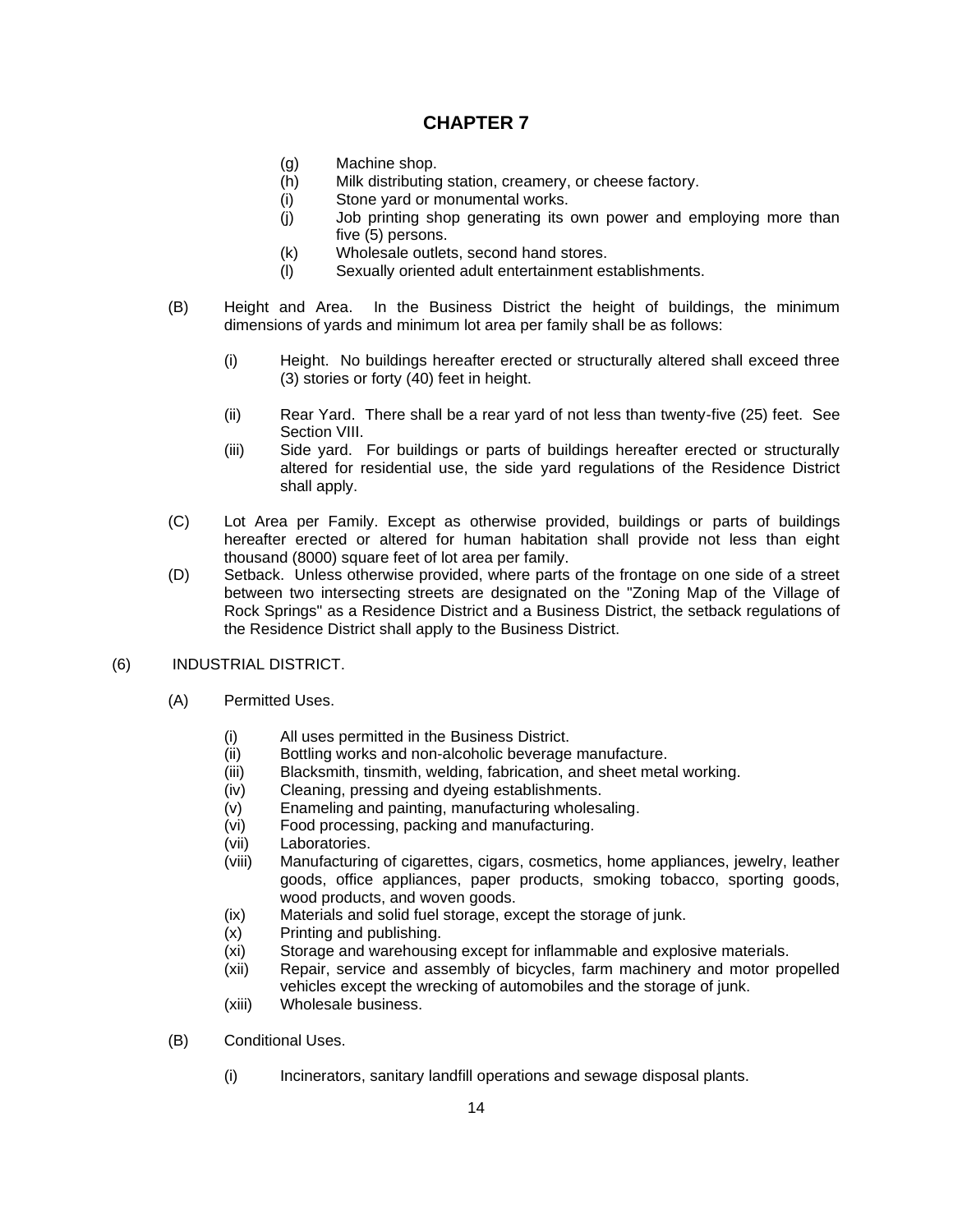# CHAPTER 7

(g) Machine shop.
(h) Milk distributing station, creamery, or cheese factory.
(i) Stone yard or monumental works.
(j) Job printing shop generating its own power and employing more than five (5) persons.
(k) Wholesale outlets, second hand stores.
(l) Sexually oriented adult entertainment establishments.

(B) Height and Area. In the Business District the height of buildings, the minimum dimensions of yards and minimum lot area per family shall be as follows:

(i) Height. No buildings hereafter erected or structurally altered shall exceed three (3) stories or forty (40) feet in height.

(ii) Rear Yard. There shall be a rear yard of not less than twenty-five (25) feet. See Section VIII.

(iii) Side yard. For buildings or parts of buildings hereafter erected or structurally altered for residential use, the side yard regulations of the Residence District shall apply.

(C) Lot Area per Family. Except as otherwise provided, buildings or parts of buildings hereafter erected or altered for human habitation shall provide not less than eight thousand (8000) square feet of lot area per family.

(D) Setback. Unless otherwise provided, where parts of the frontage on one side of a street between two intersecting streets are designated on the "Zoning Map of the Village of Rock Springs" as a Residence District and a Business District, the setback regulations of the Residence District shall apply to the Business District.

(6) INDUSTRIAL DISTRICT.

(A) Permitted Uses.

(i) All uses permitted in the Business District.
(ii) Bottling works and non-alcoholic beverage manufacture.
(iii) Blacksmith, tinsmith, welding, fabrication, and sheet metal working.
(iv) Cleaning, pressing and dyeing establishments.
(v) Enameling and painting, manufacturing wholesaling.
(vi) Food processing, packing and manufacturing.
(vii) Laboratories.
(viii) Manufacturing of cigarettes, cigars, cosmetics, home appliances, jewelry, leather goods, office appliances, paper products, smoking tobacco, sporting goods, wood products, and woven goods.
(ix) Materials and solid fuel storage, except the storage of junk.
(x) Printing and publishing.
(xi) Storage and warehousing except for inflammable and explosive materials.
(xii) Repair, service and assembly of bicycles, farm machinery and motor propelled vehicles except the wrecking of automobiles and the storage of junk.
(xiii) Wholesale business.

(B) Conditional Uses.

(i) Incinerators, sanitary landfill operations and sewage disposal plants.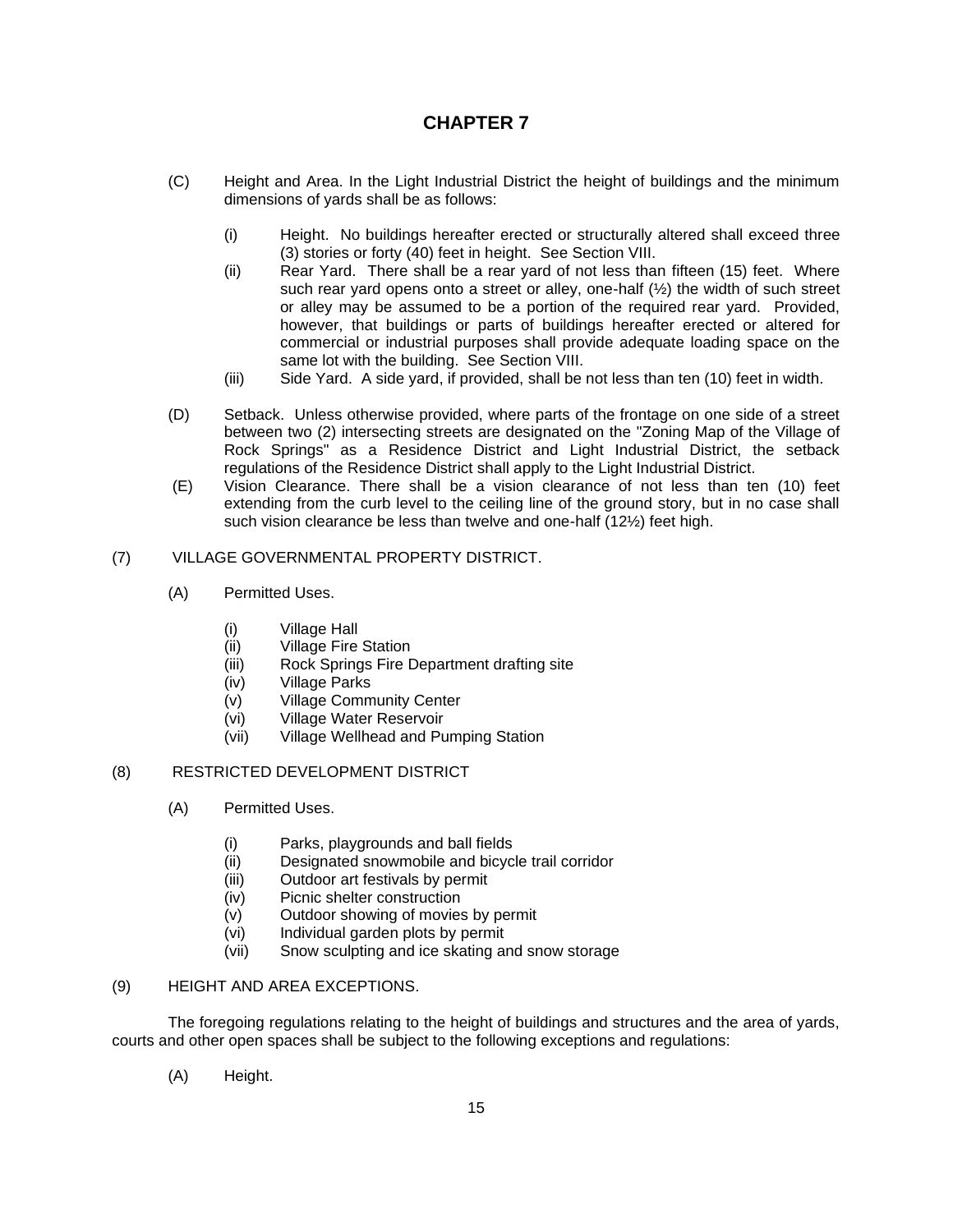# CHAPTER 7

(C) Height and Area. In the Light Industrial District the height of buildings and the minimum dimensions of yards shall be as follows:

(i) Height. No buildings hereafter erected or structurally altered shall exceed three (3) stories or forty (40) feet in height. See Section VIII.

(ii) Rear Yard. There shall be a rear yard of not less than fifteen (15) feet. Where such rear yard opens onto a street or alley, one-half (½) the width of such street or alley may be assumed to be a portion of the required rear yard. Provided, however, that buildings or parts of buildings hereafter erected or altered for commercial or industrial purposes shall provide adequate loading space on the same lot with the building. See Section VIII.

(iii) Side Yard. A side yard, if provided, shall be not less than ten (10) feet in width.

(D) Setback. Unless otherwise provided, where parts of the frontage on one side of a street between two (2) intersecting streets are designated on the "Zoning Map of the Village of Rock Springs" as a Residence District and Light Industrial District, the setback regulations of the Residence District shall apply to the Light Industrial District.

(E) Vision Clearance. There shall be a vision clearance of not less than ten (10) feet extending from the curb level to the ceiling line of the ground story, but in no case shall such vision clearance be less than twelve and one-half (12½) feet high.

(7) VILLAGE GOVERNMENTAL PROPERTY DISTRICT.

(A) Permitted Uses.

(i) Village Hall
(ii) Village Fire Station
(iii) Rock Springs Fire Department drafting site
(iv) Village Parks
(v) Village Community Center
(vi) Village Water Reservoir
(vii) Village Wellhead and Pumping Station

(8) RESTRICTED DEVELOPMENT DISTRICT

(A) Permitted Uses.

(i) Parks, playgrounds and ball fields
(ii) Designated snowmobile and bicycle trail corridor
(iii) Outdoor art festivals by permit
(iv) Picnic shelter construction
(v) Outdoor showing of movies by permit
(vi) Individual garden plots by permit
(vii) Snow sculpting and ice skating and snow storage

(9) HEIGHT AND AREA EXCEPTIONS.

The foregoing regulations relating to the height of buildings and structures and the area of yards, courts and other open spaces shall be subject to the following exceptions and regulations:

(A) Height.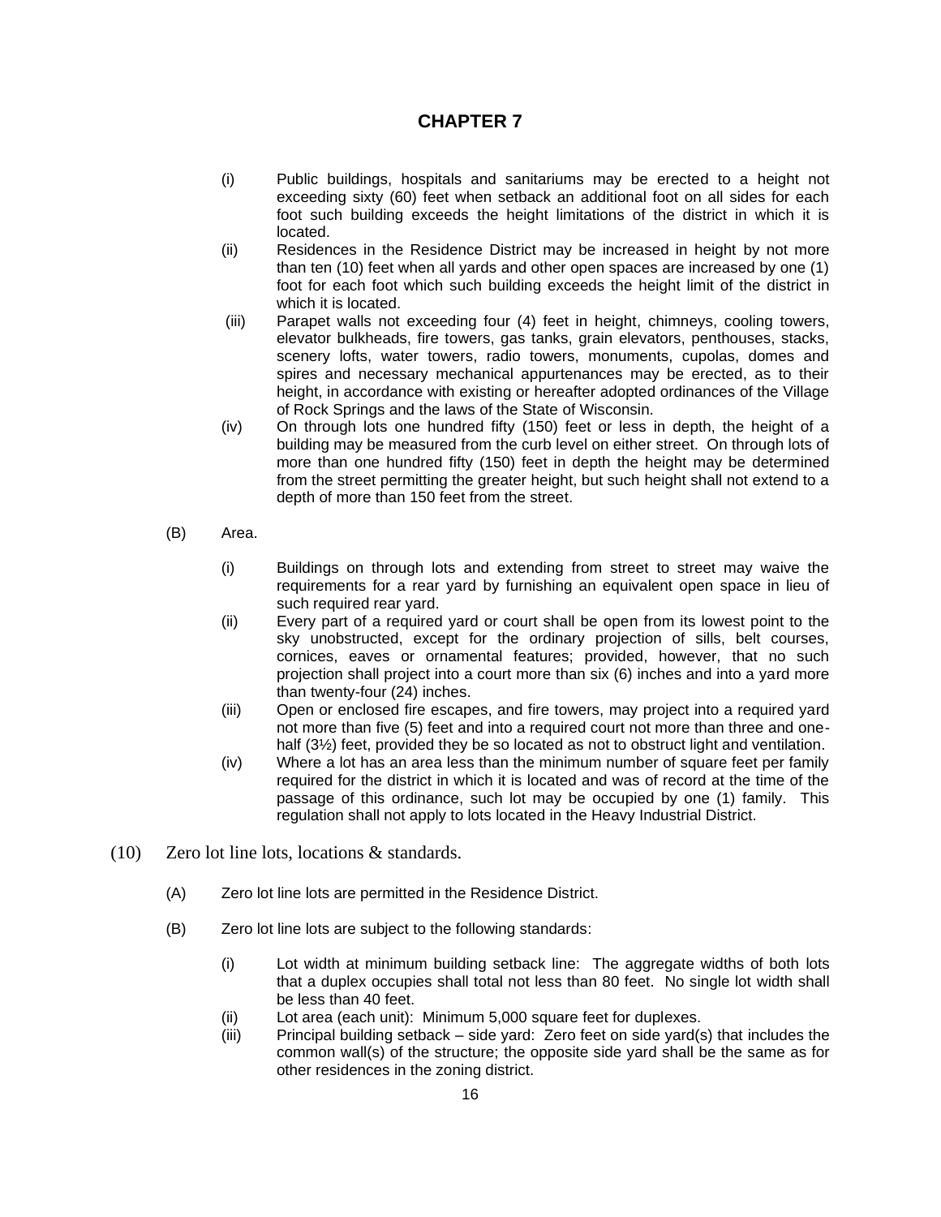# CHAPTER 7

(i) Public buildings, hospitals and sanitariums may be erected to a height not exceeding sixty (60) feet when setback an additional foot on all sides for each foot such building exceeds the height limitations of the district in which it is located.

(ii) Residences in the Residence District may be increased in height by not more than ten (10) feet when all yards and other open spaces are increased by one (1) foot for each foot which such building exceeds the height limit of the district in which it is located.

(iii) Parapet walls not exceeding four (4) feet in height, chimneys, cooling towers, elevator bulkheads, fire towers, gas tanks, grain elevators, penthouses, stacks, scenery lofts, water towers, radio towers, monuments, cupolas, domes and spires and necessary mechanical appurtenances may be erected, as to their height, in accordance with existing or hereafter adopted ordinances of the Village of Rock Springs and the laws of the State of Wisconsin.

(iv) On through lots one hundred fifty (150) feet or less in depth, the height of a building may be measured from the curb level on either street. On through lots of more than one hundred fifty (150) feet in depth the height may be determined from the street permitting the greater height, but such height shall not extend to a depth of more than 150 feet from the street.

(B) Area.

(i) Buildings on through lots and extending from street to street may waive the requirements for a rear yard by furnishing an equivalent open space in lieu of such required rear yard.

(ii) Every part of a required yard or court shall be open from its lowest point to the sky unobstructed, except for the ordinary projection of sills, belt courses, cornices, eaves or ornamental features; provided, however, that no such projection shall project into a court more than six (6) inches and into a yard more than twenty-four (24) inches.

(iii) Open or enclosed fire escapes, and fire towers, may project into a required yard not more than five (5) feet and into a required court not more than three and one-half (3½) feet, provided they be so located as not to obstruct light and ventilation.

(iv) Where a lot has an area less than the minimum number of square feet per family required for the district in which it is located and was of record at the time of the passage of this ordinance, such lot may be occupied by one (1) family. This regulation shall not apply to lots located in the Heavy Industrial District.

(10) Zero lot line lots, locations & standards.

(A) Zero lot line lots are permitted in the Residence District.

(B) Zero lot line lots are subject to the following standards:

(i) Lot width at minimum building setback line: The aggregate widths of both lots that a duplex occupies shall total not less than 80 feet. No single lot width shall be less than 40 feet.

(ii) Lot area (each unit): Minimum 5,000 square feet for duplexes.

(iii) Principal building setback – side yard: Zero feet on side yard(s) that includes the common wall(s) of the structure; the opposite side yard shall be the same as for other residences in the zoning district.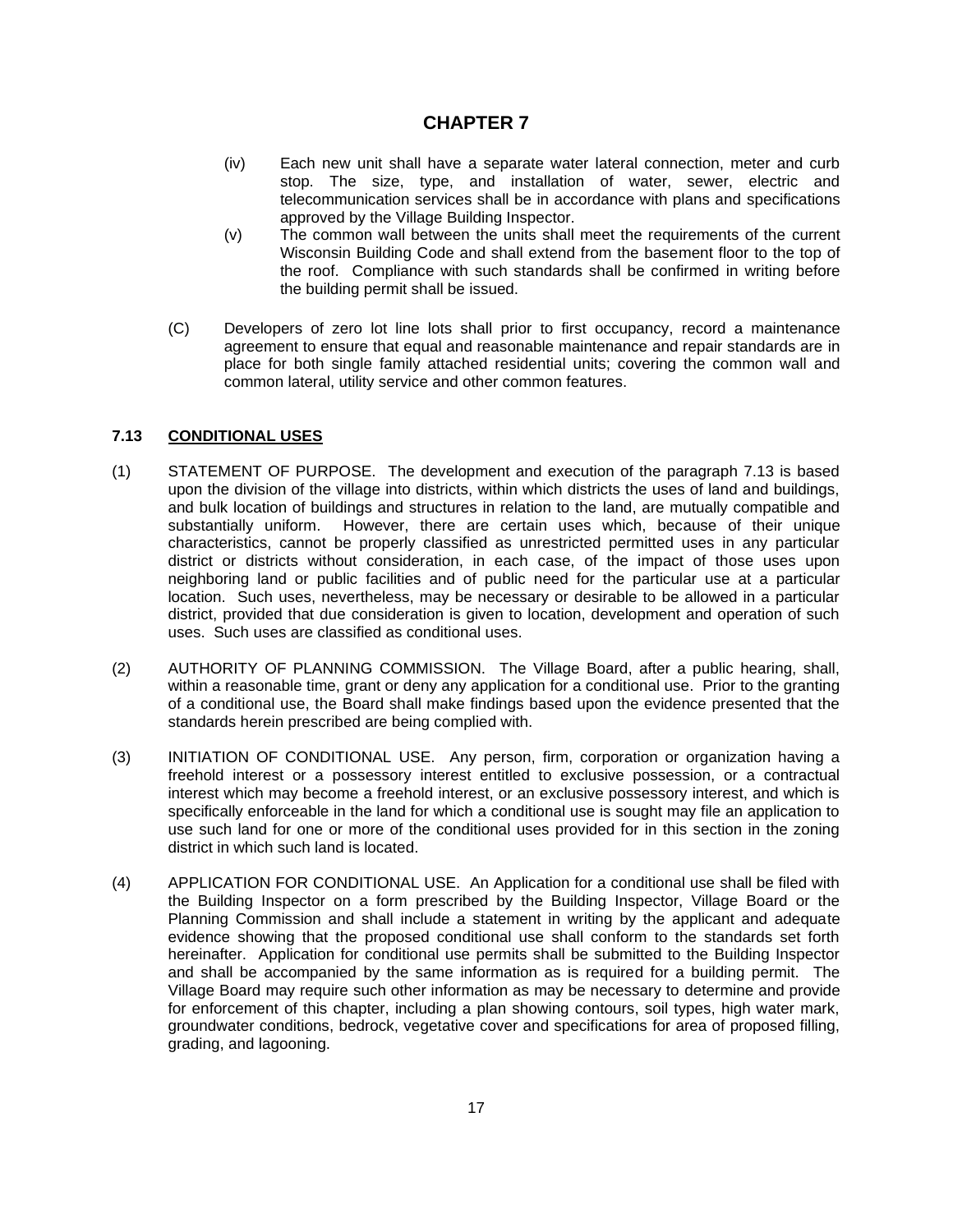# CHAPTER 7

(iv) Each new unit shall have a separate water lateral connection, meter and curb stop. The size, type, and installation of water, sewer, electric and telecommunication services shall be in accordance with plans and specifications approved by the Village Building Inspector.

(v) The common wall between the units shall meet the requirements of the current Wisconsin Building Code and shall extend from the basement floor to the top of the roof. Compliance with such standards shall be confirmed in writing before the building permit shall be issued.

(C) Developers of zero lot line lots shall prior to first occupancy, record a maintenance agreement to ensure that equal and reasonable maintenance and repair standards are in place for both single family attached residential units; covering the common wall and common lateral, utility service and other common features.

### 7.13 CONDITIONAL USES

(1) STATEMENT OF PURPOSE. The development and execution of the paragraph 7.13 is based upon the division of the village into districts, within which districts the uses of land and buildings, and bulk location of buildings and structures in relation to the land, are mutually compatible and substantially uniform. However, there are certain uses which, because of their unique characteristics, cannot be properly classified as unrestricted permitted uses in any particular district or districts without consideration, in each case, of the impact of those uses upon neighboring land or public facilities and of public need for the particular use at a particular location. Such uses, nevertheless, may be necessary or desirable to be allowed in a particular district, provided that due consideration is given to location, development and operation of such uses. Such uses are classified as conditional uses.

(2) AUTHORITY OF PLANNING COMMISSION. The Village Board, after a public hearing, shall, within a reasonable time, grant or deny any application for a conditional use. Prior to the granting of a conditional use, the Board shall make findings based upon the evidence presented that the standards herein prescribed are being complied with.

(3) INITIATION OF CONDITIONAL USE. Any person, firm, corporation or organization having a freehold interest or a possessory interest entitled to exclusive possession, or a contractual interest which may become a freehold interest, or an exclusive possessory interest, and which is specifically enforceable in the land for which a conditional use is sought may file an application to use such land for one or more of the conditional uses provided for in this section in the zoning district in which such land is located.

(4) APPLICATION FOR CONDITIONAL USE. An Application for a conditional use shall be filed with the Building Inspector on a form prescribed by the Building Inspector, Village Board or the Planning Commission and shall include a statement in writing by the applicant and adequate evidence showing that the proposed conditional use shall conform to the standards set forth hereinafter. Application for conditional use permits shall be submitted to the Building Inspector and shall be accompanied by the same information as is required for a building permit. The Village Board may require such other information as may be necessary to determine and provide for enforcement of this chapter, including a plan showing contours, soil types, high water mark, groundwater conditions, bedrock, vegetative cover and specifications for area of proposed filling, grading, and lagooning.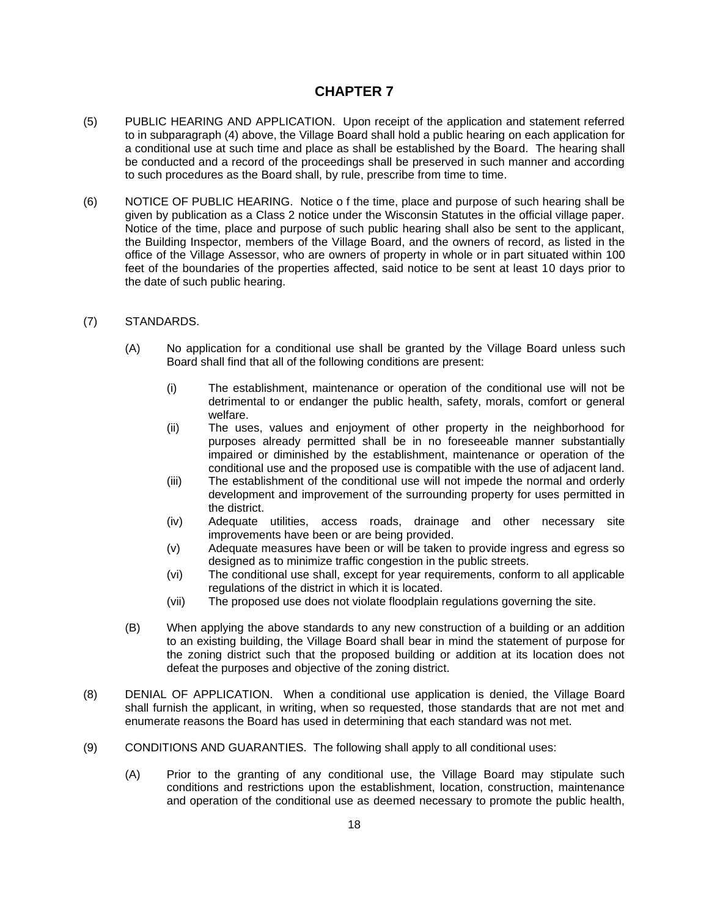# CHAPTER 7

(5) PUBLIC HEARING AND APPLICATION. Upon receipt of the application and statement referred to in subparagraph (4) above, the Village Board shall hold a public hearing on each application for a conditional use at such time and place as shall be established by the Board. The hearing shall be conducted and a record of the proceedings shall be preserved in such manner and according to such procedures as the Board shall, by rule, prescribe from time to time.

(6) NOTICE OF PUBLIC HEARING. Notice o f the time, place and purpose of such hearing shall be given by publication as a Class 2 notice under the Wisconsin Statutes in the official village paper. Notice of the time, place and purpose of such public hearing shall also be sent to the applicant, the Building Inspector, members of the Village Board, and the owners of record, as listed in the office of the Village Assessor, who are owners of property in whole or in part situated within 100 feet of the boundaries of the properties affected, said notice to be sent at least 10 days prior to the date of such public hearing.

(7) STANDARDS.

(A) No application for a conditional use shall be granted by the Village Board unless such Board shall find that all of the following conditions are present:

(i) The establishment, maintenance or operation of the conditional use will not be detrimental to or endanger the public health, safety, morals, comfort or general welfare.

(ii) The uses, values and enjoyment of other property in the neighborhood for purposes already permitted shall be in no foreseeable manner substantially impaired or diminished by the establishment, maintenance or operation of the conditional use and the proposed use is compatible with the use of adjacent land.

(iii) The establishment of the conditional use will not impede the normal and orderly development and improvement of the surrounding property for uses permitted in the district.

(iv) Adequate utilities, access roads, drainage and other necessary site improvements have been or are being provided.

(v) Adequate measures have been or will be taken to provide ingress and egress so designed as to minimize traffic congestion in the public streets.

(vi) The conditional use shall, except for year requirements, conform to all applicable regulations of the district in which it is located.

(vii) The proposed use does not violate floodplain regulations governing the site.

(B) When applying the above standards to any new construction of a building or an addition to an existing building, the Village Board shall bear in mind the statement of purpose for the zoning district such that the proposed building or addition at its location does not defeat the purposes and objective of the zoning district.

(8) DENIAL OF APPLICATION. When a conditional use application is denied, the Village Board shall furnish the applicant, in writing, when so requested, those standards that are not met and enumerate reasons the Board has used in determining that each standard was not met.

(9) CONDITIONS AND GUARANTIES. The following shall apply to all conditional uses:

(A) Prior to the granting of any conditional use, the Village Board may stipulate such conditions and restrictions upon the establishment, location, construction, maintenance and operation of the conditional use as deemed necessary to promote the public health,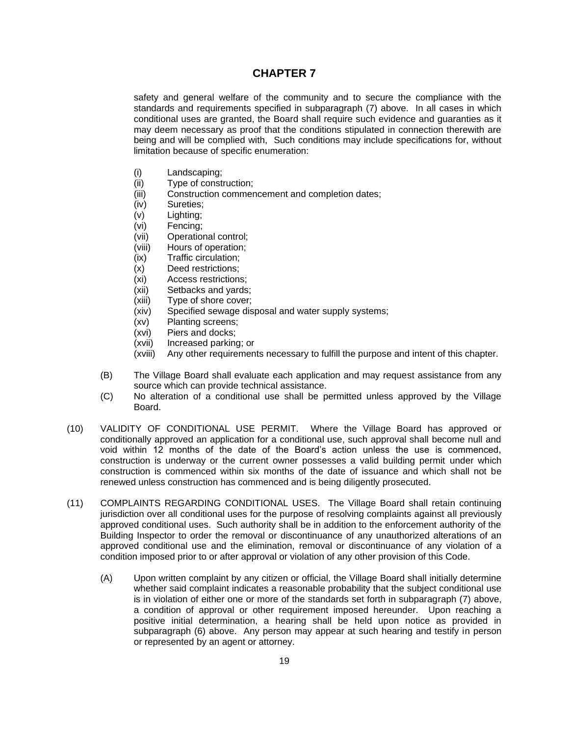# CHAPTER 7

safety and general welfare of the community and to secure the compliance with the standards and requirements specified in subparagraph (7) above. In all cases in which conditional uses are granted, the Board shall require such evidence and guaranties as it may deem necessary as proof that the conditions stipulated in connection therewith are being and will be complied with, Such conditions may include specifications for, without limitation because of specific enumeration:

(i) Landscaping;
(ii) Type of construction;
(iii) Construction commencement and completion dates;
(iv) Sureties;
(v) Lighting;
(vi) Fencing;
(vii) Operational control;
(viii) Hours of operation;
(ix) Traffic circulation;
(x) Deed restrictions;
(xi) Access restrictions;
(xii) Setbacks and yards;
(xiii) Type of shore cover;
(xiv) Specified sewage disposal and water supply systems;
(xv) Planting screens;
(xvi) Piers and docks;
(xvii) Increased parking; or
(xviii) Any other requirements necessary to fulfill the purpose and intent of this chapter.

(B) The Village Board shall evaluate each application and may request assistance from any source which can provide technical assistance.

(C) No alteration of a conditional use shall be permitted unless approved by the Village Board.

(10) VALIDITY OF CONDITIONAL USE PERMIT. Where the Village Board has approved or conditionally approved an application for a conditional use, such approval shall become null and void within 12 months of the date of the Board's action unless the use is commenced, construction is underway or the current owner possesses a valid building permit under which construction is commenced within six months of the date of issuance and which shall not be renewed unless construction has commenced and is being diligently prosecuted.

(11) COMPLAINTS REGARDING CONDITIONAL USES. The Village Board shall retain continuing jurisdiction over all conditional uses for the purpose of resolving complaints against all previously approved conditional uses. Such authority shall be in addition to the enforcement authority of the Building Inspector to order the removal or discontinuance of any unauthorized alterations of an approved conditional use and the elimination, removal or discontinuance of any violation of a condition imposed prior to or after approval or violation of any other provision of this Code.

(A) Upon written complaint by any citizen or official, the Village Board shall initially determine whether said complaint indicates a reasonable probability that the subject conditional use is in violation of either one or more of the standards set forth in subparagraph (7) above, a condition of approval or other requirement imposed hereunder. Upon reaching a positive initial determination, a hearing shall be held upon notice as provided in subparagraph (6) above. Any person may appear at such hearing and testify in person or represented by an agent or attorney.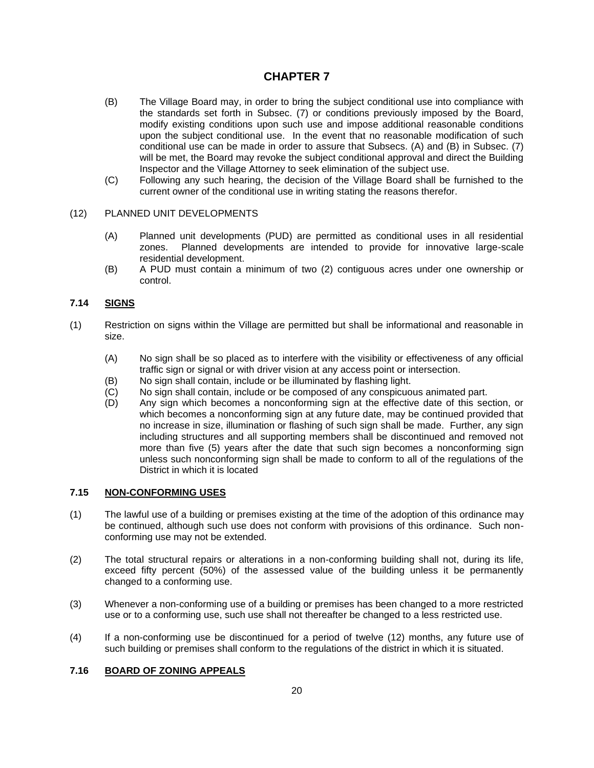# CHAPTER 7

(B) The Village Board may, in order to bring the subject conditional use into compliance with the standards set forth in Subsec. (7) or conditions previously imposed by the Board, modify existing conditions upon such use and impose additional reasonable conditions upon the subject conditional use. In the event that no reasonable modification of such conditional use can be made in order to assure that Subsecs. (A) and (B) in Subsec. (7) will be met, the Board may revoke the subject conditional approval and direct the Building Inspector and the Village Attorney to seek elimination of the subject use.

(C) Following any such hearing, the decision of the Village Board shall be furnished to the current owner of the conditional use in writing stating the reasons therefor.

(12) PLANNED UNIT DEVELOPMENTS

(A) Planned unit developments (PUD) are permitted as conditional uses in all residential zones. Planned developments are intended to provide for innovative large-scale residential development.

(B) A PUD must contain a minimum of two (2) contiguous acres under one ownership or control.

### 7.14 SIGNS

(1) Restriction on signs within the Village are permitted but shall be informational and reasonable in size.

(A) No sign shall be so placed as to interfere with the visibility or effectiveness of any official traffic sign or signal or with driver vision at any access point or intersection.

(B) No sign shall contain, include or be illuminated by flashing light.

(C) No sign shall contain, include or be composed of any conspicuous animated part.

(D) Any sign which becomes a nonconforming sign at the effective date of this section, or which becomes a nonconforming sign at any future date, may be continued provided that no increase in size, illumination or flashing of such sign shall be made. Further, any sign including structures and all supporting members shall be discontinued and removed not more than five (5) years after the date that such sign becomes a nonconforming sign unless such nonconforming sign shall be made to conform to all of the regulations of the District in which it is located

### 7.15 NON-CONFORMING USES

(1) The lawful use of a building or premises existing at the time of the adoption of this ordinance may be continued, although such use does not conform with provisions of this ordinance. Such non-conforming use may not be extended.

(2) The total structural repairs or alterations in a non-conforming building shall not, during its life, exceed fifty percent (50%) of the assessed value of the building unless it be permanently changed to a conforming use.

(3) Whenever a non-conforming use of a building or premises has been changed to a more restricted use or to a conforming use, such use shall not thereafter be changed to a less restricted use.

(4) If a non-conforming use be discontinued for a period of twelve (12) months, any future use of such building or premises shall conform to the regulations of the district in which it is situated.

### 7.16 BOARD OF ZONING APPEALS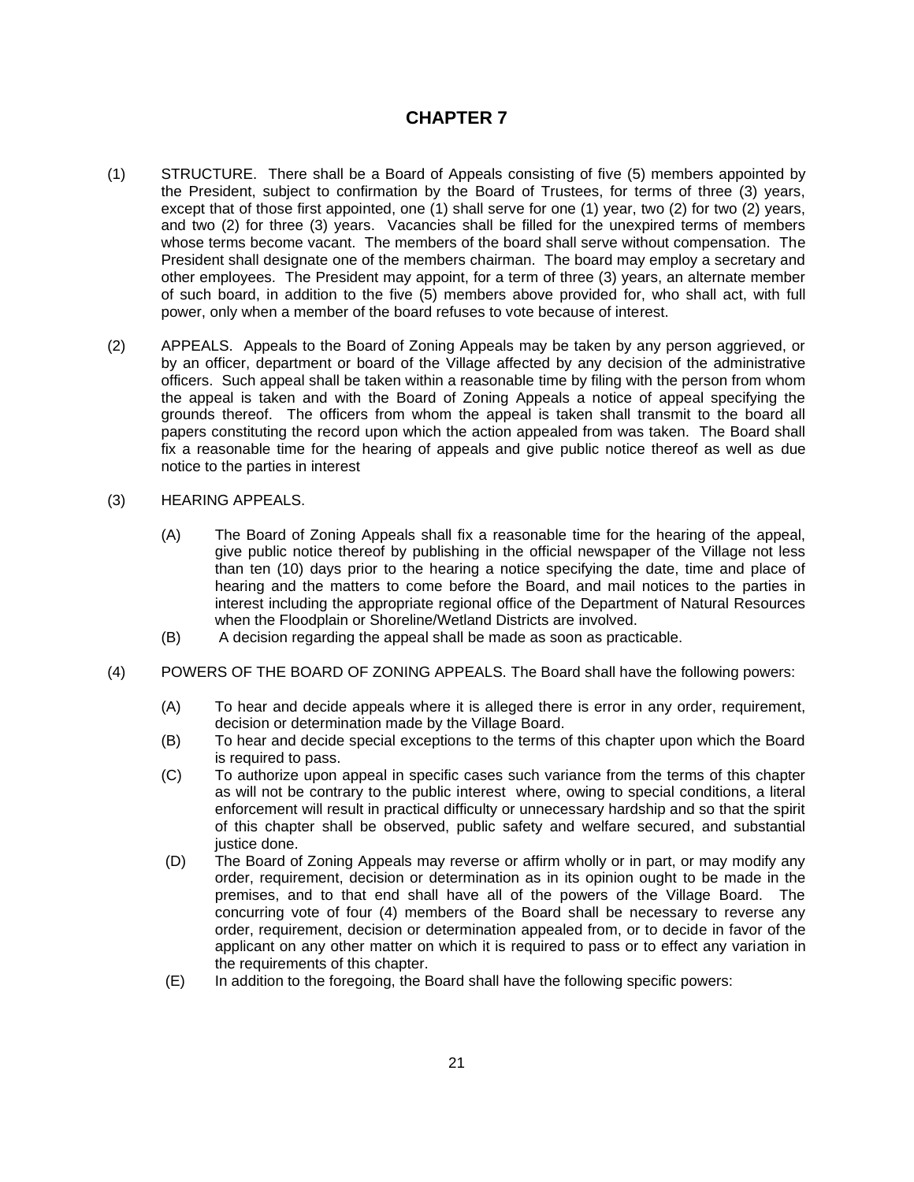# CHAPTER 7

(1) STRUCTURE. There shall be a Board of Appeals consisting of five (5) members appointed by the President, subject to confirmation by the Board of Trustees, for terms of three (3) years, except that of those first appointed, one (1) shall serve for one (1) year, two (2) for two (2) years, and two (2) for three (3) years. Vacancies shall be filled for the unexpired terms of members whose terms become vacant. The members of the board shall serve without compensation. The President shall designate one of the members chairman. The board may employ a secretary and other employees. The President may appoint, for a term of three (3) years, an alternate member of such board, in addition to the five (5) members above provided for, who shall act, with full power, only when a member of the board refuses to vote because of interest.

(2) APPEALS. Appeals to the Board of Zoning Appeals may be taken by any person aggrieved, or by an officer, department or board of the Village affected by any decision of the administrative officers. Such appeal shall be taken within a reasonable time by filing with the person from whom the appeal is taken and with the Board of Zoning Appeals a notice of appeal specifying the grounds thereof. The officers from whom the appeal is taken shall transmit to the board all papers constituting the record upon which the action appealed from was taken. The Board shall fix a reasonable time for the hearing of appeals and give public notice thereof as well as due notice to the parties in interest

(3) HEARING APPEALS.

- (A) The Board of Zoning Appeals shall fix a reasonable time for the hearing of the appeal, give public notice thereof by publishing in the official newspaper of the Village not less than ten (10) days prior to the hearing a notice specifying the date, time and place of hearing and the matters to come before the Board, and mail notices to the parties in interest including the appropriate regional office of the Department of Natural Resources when the Floodplain or Shoreline/Wetland Districts are involved.
- (B) A decision regarding the appeal shall be made as soon as practicable.

(4) POWERS OF THE BOARD OF ZONING APPEALS. The Board shall have the following powers:

- (A) To hear and decide appeals where it is alleged there is error in any order, requirement, decision or determination made by the Village Board.
- (B) To hear and decide special exceptions to the terms of this chapter upon which the Board is required to pass.
- (C) To authorize upon appeal in specific cases such variance from the terms of this chapter as will not be contrary to the public interest where, owing to special conditions, a literal enforcement will result in practical difficulty or unnecessary hardship and so that the spirit of this chapter shall be observed, public safety and welfare secured, and substantial justice done.
- (D) The Board of Zoning Appeals may reverse or affirm wholly or in part, or may modify any order, requirement, decision or determination as in its opinion ought to be made in the premises, and to that end shall have all of the powers of the Village Board. The concurring vote of four (4) members of the Board shall be necessary to reverse any order, requirement, decision or determination appealed from, or to decide in favor of the applicant on any other matter on which it is required to pass or to effect any variation in the requirements of this chapter.
- (E) In addition to the foregoing, the Board shall have the following specific powers: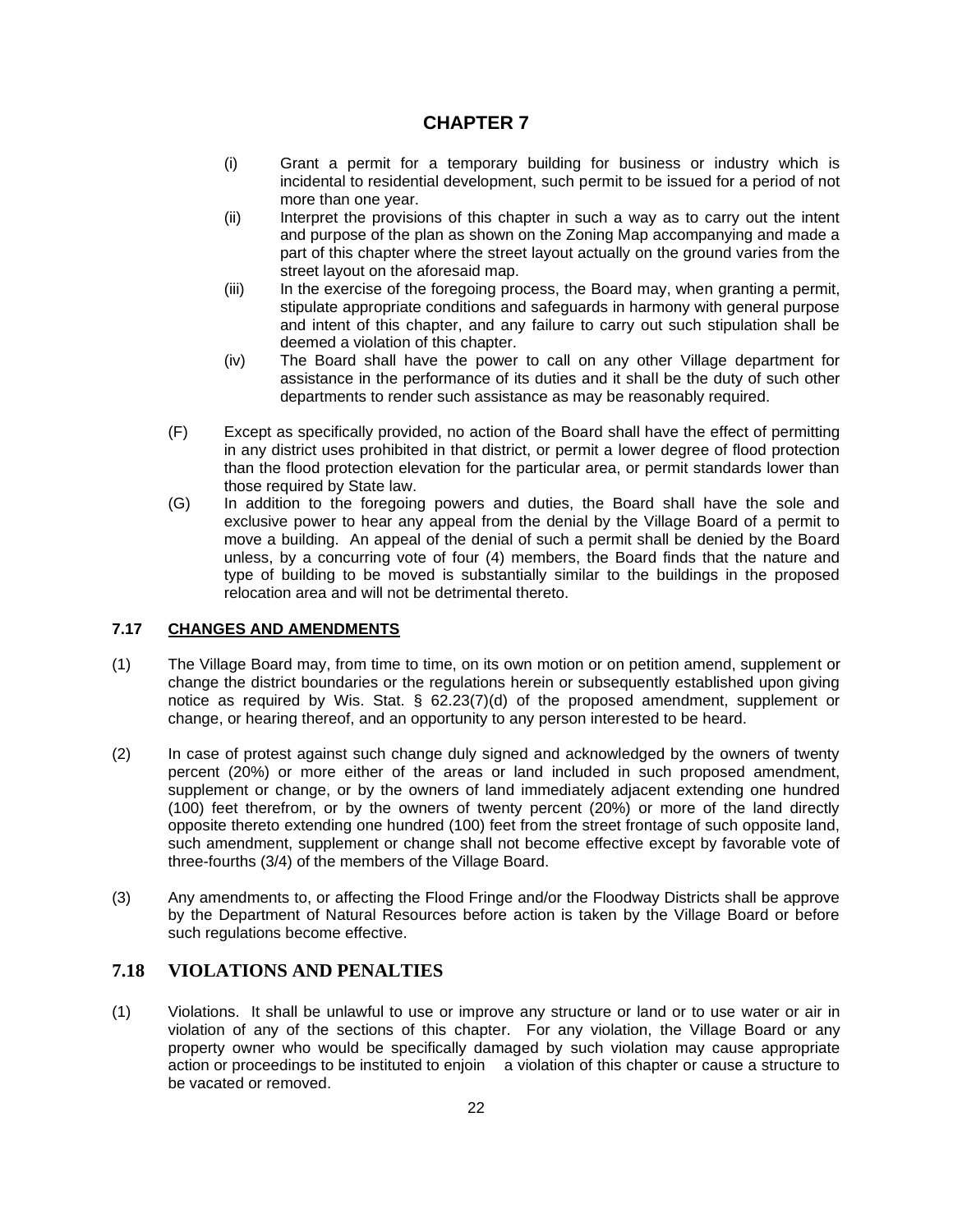# CHAPTER 7

(i) Grant a permit for a temporary building for business or industry which is incidental to residential development, such permit to be issued for a period of not more than one year.

(ii) Interpret the provisions of this chapter in such a way as to carry out the intent and purpose of the plan as shown on the Zoning Map accompanying and made a part of this chapter where the street layout actually on the ground varies from the street layout on the aforesaid map.

(iii) In the exercise of the foregoing process, the Board may, when granting a permit, stipulate appropriate conditions and safeguards in harmony with general purpose and intent of this chapter, and any failure to carry out such stipulation shall be deemed a violation of this chapter.

(iv) The Board shall have the power to call on any other Village department for assistance in the performance of its duties and it shall be the duty of such other departments to render such assistance as may be reasonably required.

(F) Except as specifically provided, no action of the Board shall have the effect of permitting in any district uses prohibited in that district, or permit a lower degree of flood protection than the flood protection elevation for the particular area, or permit standards lower than those required by State law.

(G) In addition to the foregoing powers and duties, the Board shall have the sole and exclusive power to hear any appeal from the denial by the Village Board of a permit to move a building. An appeal of the denial of such a permit shall be denied by the Board unless, by a concurring vote of four (4) members, the Board finds that the nature and type of building to be moved is substantially similar to the buildings in the proposed relocation area and will not be detrimental thereto.

### 7.17 CHANGES AND AMENDMENTS

(1) The Village Board may, from time to time, on its own motion or on petition amend, supplement or change the district boundaries or the regulations herein or subsequently established upon giving notice as required by Wis. Stat. § 62.23(7)(d) of the proposed amendment, supplement or change, or hearing thereof, and an opportunity to any person interested to be heard.

(2) In case of protest against such change duly signed and acknowledged by the owners of twenty percent (20%) or more either of the areas or land included in such proposed amendment, supplement or change, or by the owners of land immediately adjacent extending one hundred (100) feet therefrom, or by the owners of twenty percent (20%) or more of the land directly opposite thereto extending one hundred (100) feet from the street frontage of such opposite land, such amendment, supplement or change shall not become effective except by favorable vote of three-fourths (3/4) of the members of the Village Board.

(3) Any amendments to, or affecting the Flood Fringe and/or the Floodway Districts shall be approve by the Department of Natural Resources before action is taken by the Village Board or before such regulations become effective.

## 7.18 VIOLATIONS AND PENALTIES

(1) Violations. It shall be unlawful to use or improve any structure or land or to use water or air in violation of any of the sections of this chapter. For any violation, the Village Board or any property owner who would be specifically damaged by such violation may cause appropriate action or proceedings to be instituted to enjoin a violation of this chapter or cause a structure to be vacated or removed.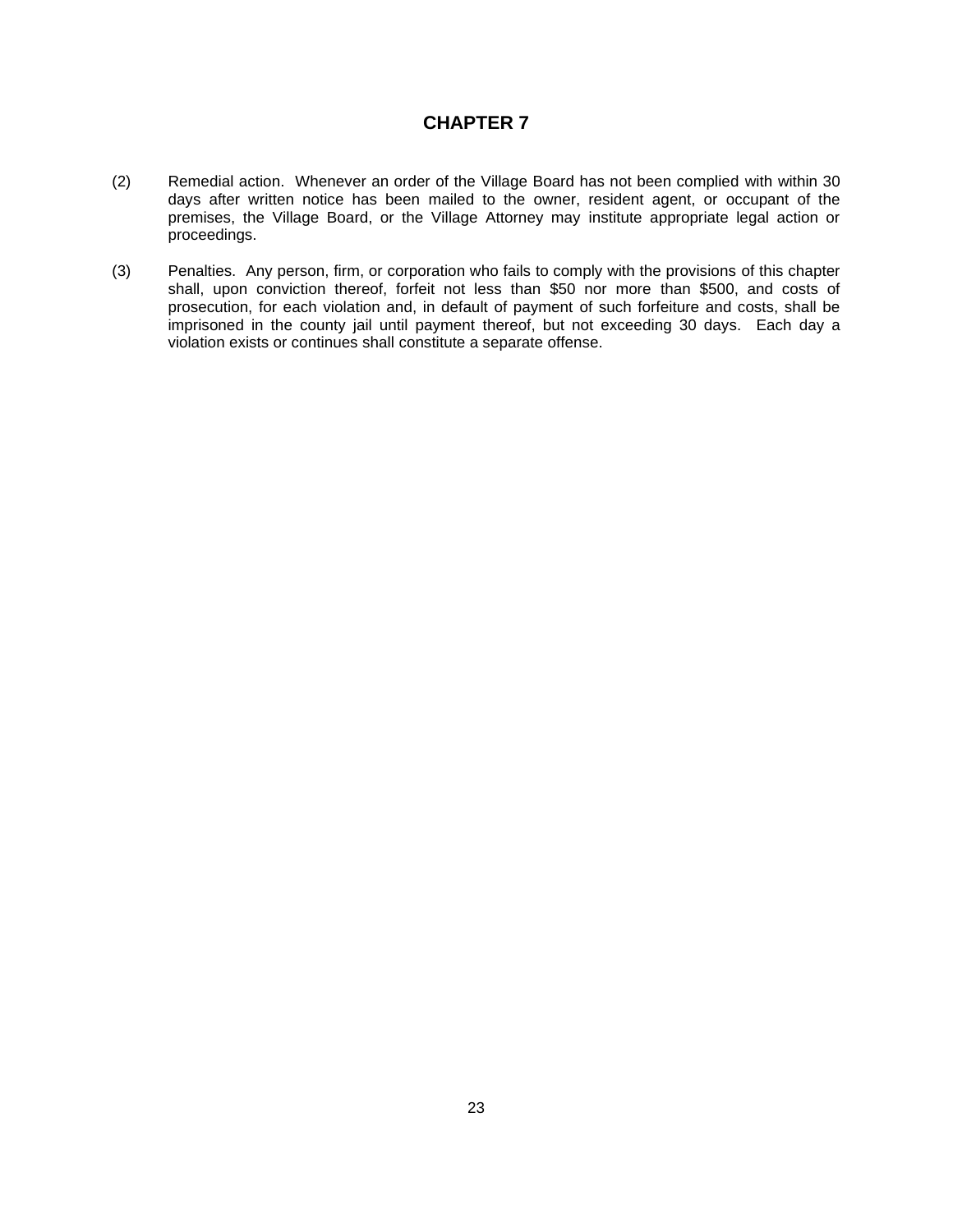# CHAPTER 7

(2) Remedial action. Whenever an order of the Village Board has not been complied with within 30 days after written notice has been mailed to the owner, resident agent, or occupant of the premises, the Village Board, or the Village Attorney may institute appropriate legal action or proceedings.

(3) Penalties. Any person, firm, or corporation who fails to comply with the provisions of this chapter shall, upon conviction thereof, forfeit not less than $50 nor more than $500, and costs of prosecution, for each violation and, in default of payment of such forfeiture and costs, shall be imprisoned in the county jail until payment thereof, but not exceeding 30 days. Each day a violation exists or continues shall constitute a separate offense.